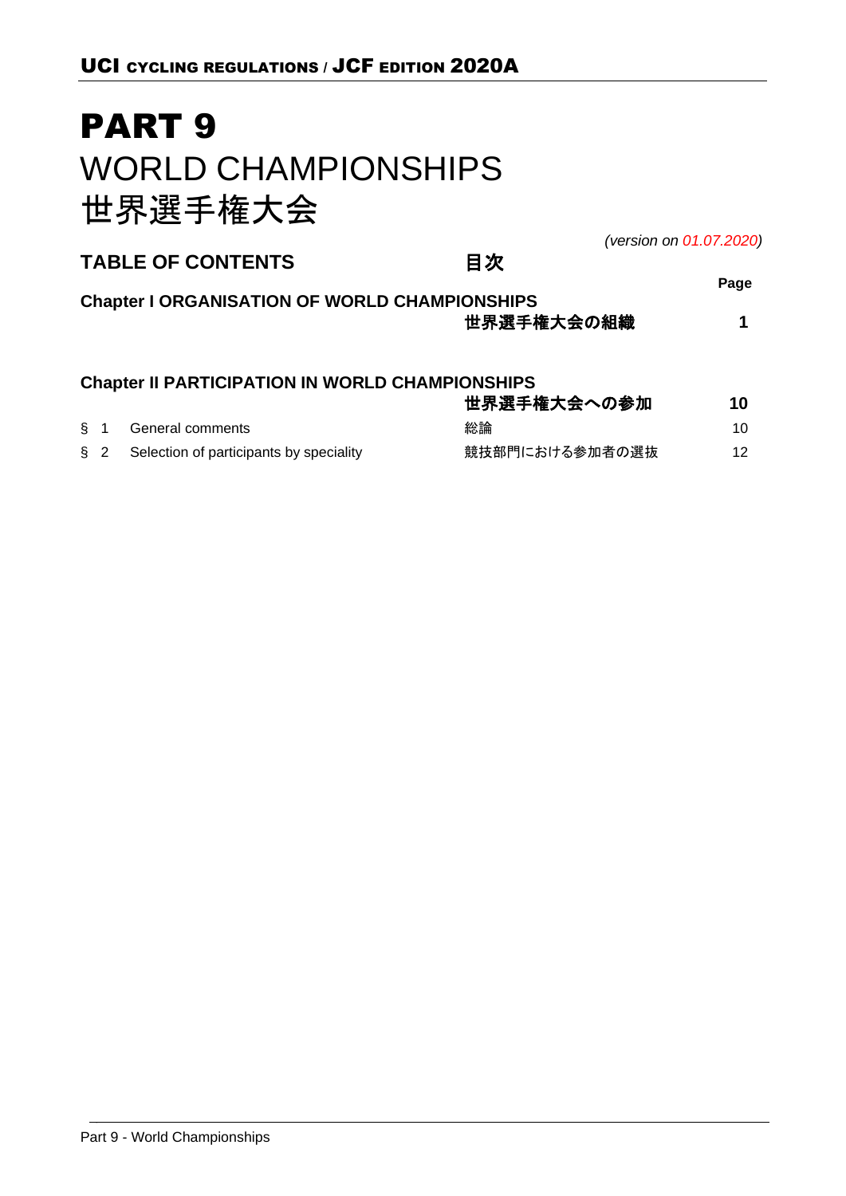# PART 9
# WORLD CHAMPIONSHIPS
# 世界選手権大会

*(version on 01.07.2020)*

## TABLE OF CONTENTS　　目次

| | | Page |
|---|---|---|
| **Chapter I ORGANISATION OF WORLD CHAMPIONSHIPS** | **世界選手権大会の組織** | **1** |
| **Chapter II PARTICIPATION IN WORLD CHAMPIONSHIPS** | **世界選手権大会への参加** | **10** |
| § 1 General comments | 総論 | 10 |
| § 2 Selection of participants by speciality | 競技部門における参加者の選抜 | 12 |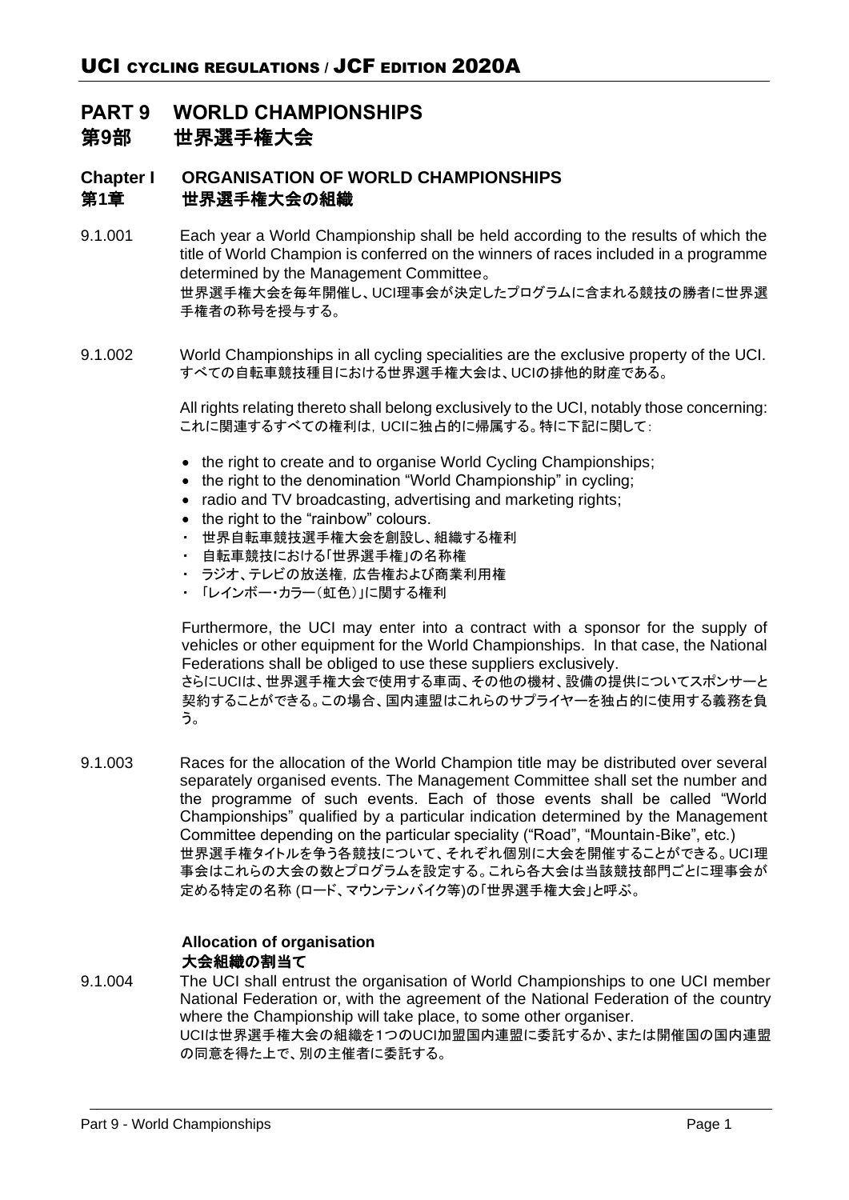# PART 9 WORLD CHAMPIONSHIPS
# 第9部 世界選手権大会

## Chapter I ORGANISATION OF WORLD CHAMPIONSHIPS
## 第1章 世界選手権大会の組織

9.1.001 Each year a World Championship shall be held according to the results of which the title of World Champion is conferred on the winners of races included in a programme determined by the Management Committee。
世界選手権大会を毎年開催し、UCI理事会が決定したプログラムに含まれる競技の勝者に世界選手権者の称号を授与する。

9.1.002 World Championships in all cycling specialities are the exclusive property of the UCI.
すべての自転車競技種目における世界選手権大会は、UCIの排他的財産である。

All rights relating thereto shall belong exclusively to the UCI, notably those concerning:
これに関連するすべての権利は，UCIに独占的に帰属する。特に下記に関して：

- the right to create and to organise World Cycling Championships;
- the right to the denomination "World Championship" in cycling;
- radio and TV broadcasting, advertising and marketing rights;
- the right to the "rainbow" colours.

- 世界自転車競技選手権大会を創設し、組織する権利
- 自転車競技における「世界選手権」の名称権
- ラジオ、テレビの放送権，広告権および商業利用権
- 「レインボー・カラー（虹色）」に関する権利

Furthermore, the UCI may enter into a contract with a sponsor for the supply of vehicles or other equipment for the World Championships. In that case, the National Federations shall be obliged to use these suppliers exclusively.
さらにUCIは、世界選手権大会で使用する車両、その他の機材、設備の提供についてスポンサーと契約することができる。この場合、国内連盟はこれらのサプライヤーを独占的に使用する義務を負う。

9.1.003 Races for the allocation of the World Champion title may be distributed over several separately organised events. The Management Committee shall set the number and the programme of such events. Each of those events shall be called "World Championships" qualified by a particular indication determined by the Management Committee depending on the particular speciality ("Road", "Mountain-Bike", etc.)
世界選手権タイトルを争う各競技について、それぞれ個別に大会を開催することができる。UCI理事会はこれらの大会の数とプログラムを設定する。これら各大会は当該競技部門ごとに理事会が定める特定の名称 (ロード、マウンテンバイク等)の「世界選手権大会」と呼ぶ。

### Allocation of organisation
### 大会組織の割当て

9.1.004 The UCI shall entrust the organisation of World Championships to one UCI member National Federation or, with the agreement of the National Federation of the country where the Championship will take place, to some other organiser.
UCIは世界選手権大会の組織を1つのUCI加盟国内連盟に委託するか、または開催国の国内連盟の同意を得た上で、別の主催者に委託する。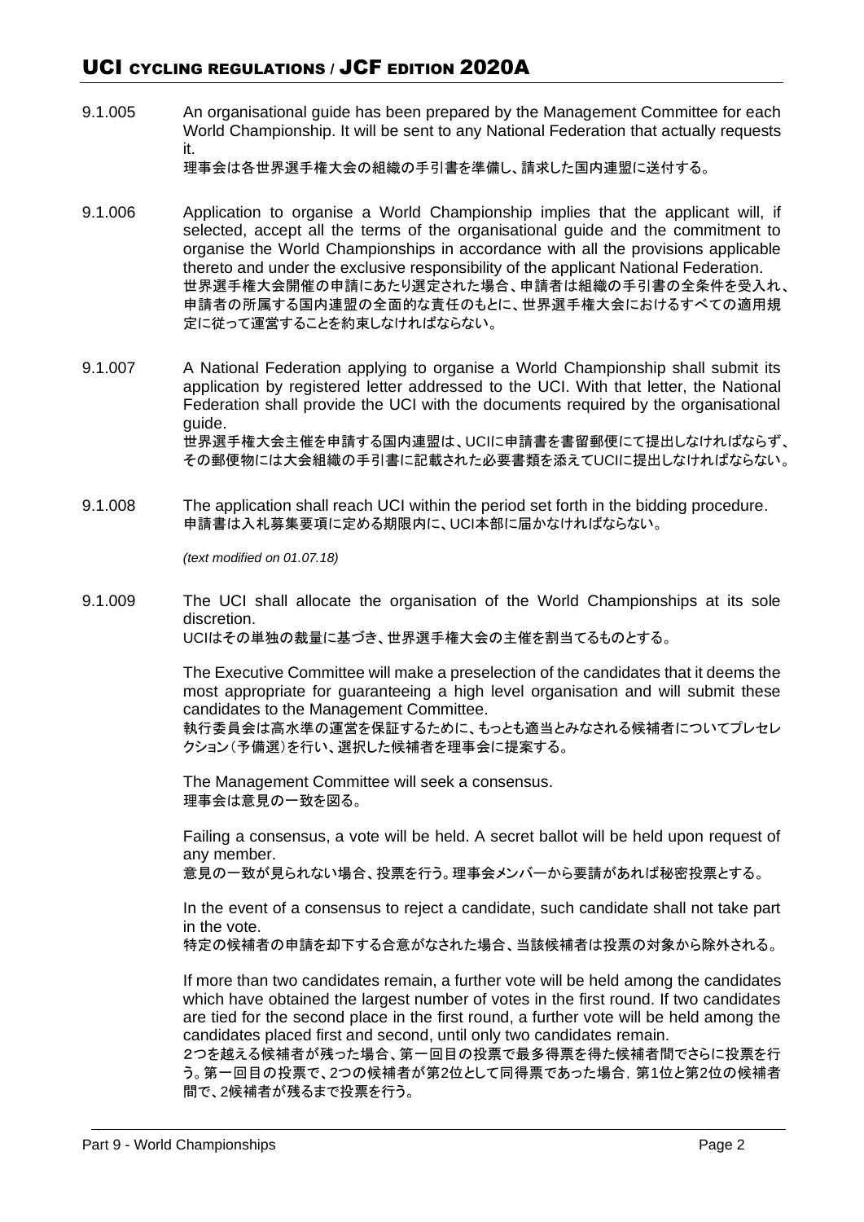9.1.005 An organisational guide has been prepared by the Management Committee for each World Championship. It will be sent to any National Federation that actually requests it.

理事会は各世界選手権大会の組織の手引書を準備し、請求した国内連盟に送付する。

9.1.006 Application to organise a World Championship implies that the applicant will, if selected, accept all the terms of the organisational guide and the commitment to organise the World Championships in accordance with all the provisions applicable thereto and under the exclusive responsibility of the applicant National Federation.

世界選手権大会開催の申請にあたり選定された場合、申請者は組織の手引書の全条件を受入れ、申請者の所属する国内連盟の全面的な責任のもとに、世界選手権大会におけるすべての適用規定に従って運営することを約束しなければならない。

9.1.007 A National Federation applying to organise a World Championship shall submit its application by registered letter addressed to the UCI. With that letter, the National Federation shall provide the UCI with the documents required by the organisational guide.

世界選手権大会主催を申請する国内連盟は、UCIに申請書を書留郵便にて提出しなければならず、その郵便物には大会組織の手引書に記載された必要書類を添えてUCIに提出しなければならない。

9.1.008 The application shall reach UCI within the period set forth in the bidding procedure.

申請書は入札募集要項に定める期限内に、UCI本部に届かなければならない。

*(text modified on 01.07.18)*

9.1.009 The UCI shall allocate the organisation of the World Championships at its sole discretion.

UCIはその単独の裁量に基づき、世界選手権大会の主催を割当てるものとする。

The Executive Committee will make a preselection of the candidates that it deems the most appropriate for guaranteeing a high level organisation and will submit these candidates to the Management Committee.

執行委員会は高水準の運営を保証するために、もっとも適当とみなされる候補者についてプレセレクション（予備選）を行い、選択した候補者を理事会に提案する。

The Management Committee will seek a consensus.

理事会は意見の一致を図る。

Failing a consensus, a vote will be held. A secret ballot will be held upon request of any member.

意見の一致が見られない場合、投票を行う。理事会メンバーから要請があれば秘密投票とする。

In the event of a consensus to reject a candidate, such candidate shall not take part in the vote.

特定の候補者の申請を却下する合意がなされた場合、当該候補者は投票の対象から除外される。

If more than two candidates remain, a further vote will be held among the candidates which have obtained the largest number of votes in the first round. If two candidates are tied for the second place in the first round, a further vote will be held among the candidates placed first and second, until only two candidates remain.

2つを越える候補者が残った場合、第一回目の投票で最多得票を得た候補者間でさらに投票を行う。第一回目の投票で、2つの候補者が第2位として同得票であった場合，第1位と第2位の候補者間で、2候補者が残るまで投票を行う。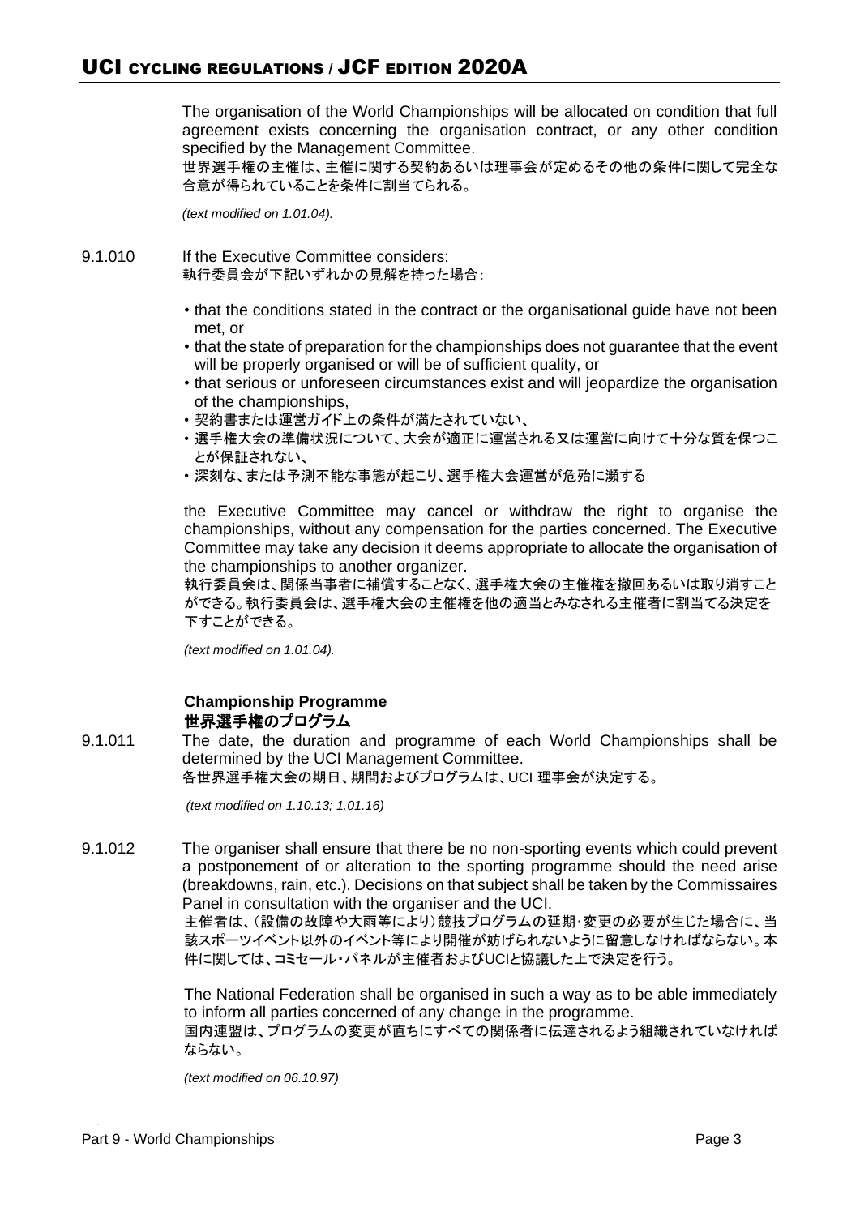The organisation of the World Championships will be allocated on condition that full agreement exists concerning the organisation contract, or any other condition specified by the Management Committee.
世界選手権の主催は、主催に関する契約あるいは理事会が定めるその他の条件に関して完全な合意が得られていることを条件に割当てられる。

*(text modified on 1.01.04).*

9.1.010 If the Executive Committee considers:
執行委員会が下記いずれかの見解を持った場合：

- that the conditions stated in the contract or the organisational guide have not been met, or
- that the state of preparation for the championships does not guarantee that the event will be properly organised or will be of sufficient quality, or
- that serious or unforeseen circumstances exist and will jeopardize the organisation of the championships,
- 契約書または運営ガイド上の条件が満たされていない、
- 選手権大会の準備状況について、大会が適正に運営される又は運営に向けて十分な質を保つことが保証されない、
- 深刻な、または予測不能な事態が起こり、選手権大会運営が危殆に瀕する

the Executive Committee may cancel or withdraw the right to organise the championships, without any compensation for the parties concerned. The Executive Committee may take any decision it deems appropriate to allocate the organisation of the championships to another organizer.
執行委員会は、関係当事者に補償することなく、選手権大会の主催権を撤回あるいは取り消すことができる。執行委員会は、選手権大会の主催権を他の適当とみなされる主催者に割当てる決定を下すことができる。

*(text modified on 1.01.04).*

### Championship Programme
### 世界選手権のプログラム

9.1.011 The date, the duration and programme of each World Championships shall be determined by the UCI Management Committee.
各世界選手権大会の期日、期間およびプログラムは、UCI 理事会が決定する。

*(text modified on 1.10.13; 1.01.16)*

9.1.012 The organiser shall ensure that there be no non-sporting events which could prevent a postponement of or alteration to the sporting programme should the need arise (breakdowns, rain, etc.). Decisions on that subject shall be taken by the Commissaires Panel in consultation with the organiser and the UCI.
主催者は、（設備の故障や大雨等により）競技プログラムの延期･変更の必要が生じた場合に、当該スポーツイベント以外のイベント等により開催が妨げられないように留意しなければならない。本件に関しては、コミセール・パネルが主催者およびUCIと協議した上で決定を行う。

The National Federation shall be organised in such a way as to be able immediately to inform all parties concerned of any change in the programme.
国内連盟は、プログラムの変更が直ちにすべての関係者に伝達されるよう組織されていなければならない。

*(text modified on 06.10.97)*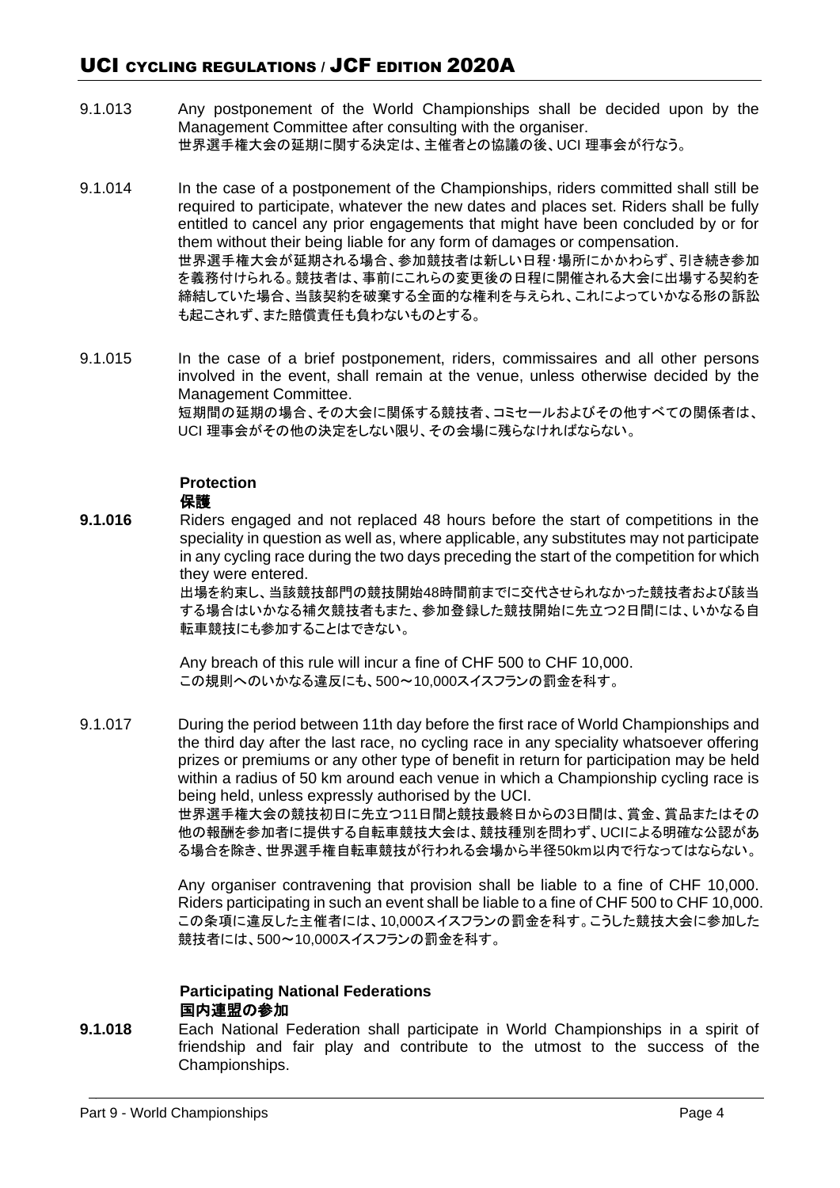9.1.013 Any postponement of the World Championships shall be decided upon by the Management Committee after consulting with the organiser.
世界選手権大会の延期に関する決定は、主催者との協議の後、UCI 理事会が行なう。

9.1.014 In the case of a postponement of the Championships, riders committed shall still be required to participate, whatever the new dates and places set. Riders shall be fully entitled to cancel any prior engagements that might have been concluded by or for them without their being liable for any form of damages or compensation.
世界選手権大会が延期される場合、参加競技者は新しい日程･場所にかかわらず、引き続き参加を義務付けられる。競技者は、事前にこれらの変更後の日程に開催される大会に出場する契約を締結していた場合、当該契約を破棄する全面的な権利を与えられ、これによっていかなる形の訴訟も起こされず、また賠償責任も負わないものとする。

9.1.015 In the case of a brief postponement, riders, commissaires and all other persons involved in the event, shall remain at the venue, unless otherwise decided by the Management Committee.
短期間の延期の場合、その大会に関係する競技者、コミセールおよびその他すべての関係者は、UCI 理事会がその他の決定をしない限り、その会場に残らなければならない。

### Protection
### 保護

**9.1.016** Riders engaged and not replaced 48 hours before the start of competitions in the speciality in question as well as, where applicable, any substitutes may not participate in any cycling race during the two days preceding the start of the competition for which they were entered.
出場を約束し、当該競技部門の競技開始48時間前までに交代させられなかった競技者および該当する場合はいかなる補欠競技者もまた、参加登録した競技開始に先立つ2日間には、いかなる自転車競技にも参加することはできない。

Any breach of this rule will incur a fine of CHF 500 to CHF 10,000.
この規則へのいかなる違反にも、500～10,000スイスフランの罰金を科す。

9.1.017 During the period between 11th day before the first race of World Championships and the third day after the last race, no cycling race in any speciality whatsoever offering prizes or premiums or any other type of benefit in return for participation may be held within a radius of 50 km around each venue in which a Championship cycling race is being held, unless expressly authorised by the UCI.
世界選手権大会の競技初日に先立つ11日間と競技最終日からの3日間は、賞金、賞品またはその他の報酬を参加者に提供する自転車競技大会は、競技種別を問わず、UCIによる明確な公認がある場合を除き、世界選手権自転車競技が行われる会場から半径50km以内で行なってはならない。

Any organiser contravening that provision shall be liable to a fine of CHF 10,000. Riders participating in such an event shall be liable to a fine of CHF 500 to CHF 10,000.
この条項に違反した主催者には、10,000スイスフランの罰金を科す。こうした競技大会に参加した競技者には、500～10,000スイスフランの罰金を科す。

### Participating National Federations
### 国内連盟の参加

**9.1.018** Each National Federation shall participate in World Championships in a spirit of friendship and fair play and contribute to the utmost to the success of the Championships.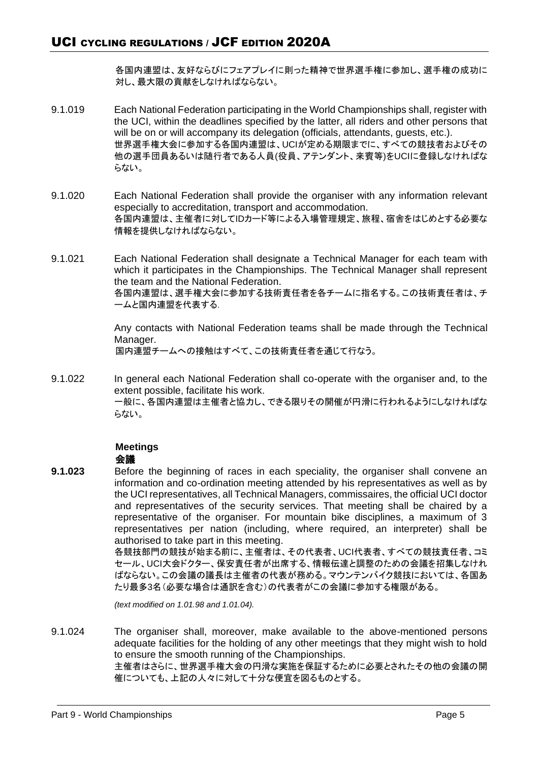各国内連盟は、友好ならびにフェアプレイに則った精神で世界選手権に参加し、選手権の成功に対し、最大限の貢献をしなければならない。

9.1.019 Each National Federation participating in the World Championships shall, register with the UCI, within the deadlines specified by the latter, all riders and other persons that will be on or will accompany its delegation (officials, attendants, guests, etc.).
世界選手権大会に参加する各国内連盟は、UCIが定める期限までに、すべての競技者およびその他の選手団員あるいは随行者である人員(役員、アテンダント、来賓等)をUCIに登録しなければならない。

9.1.020 Each National Federation shall provide the organiser with any information relevant especially to accreditation, transport and accommodation.
各国内連盟は、主催者に対してIDカード等による入場管理規定、旅程、宿舎をはじめとする必要な情報を提供しなければならない。

9.1.021 Each National Federation shall designate a Technical Manager for each team with which it participates in the Championships. The Technical Manager shall represent the team and the National Federation.
各国内連盟は、選手権大会に参加する技術責任者を各チームに指名する。この技術責任者は、チームと国内連盟を代表する.

Any contacts with National Federation teams shall be made through the Technical Manager.
国内連盟チームへの接触はすべて、この技術責任者を通じて行なう。

9.1.022 In general each National Federation shall co-operate with the organiser and, to the extent possible, facilitate his work.
一般に、各国内連盟は主催者と協力し、できる限りその開催が円滑に行われるようにしなければならない。

### Meetings
### 会議

**9.1.023** Before the beginning of races in each speciality, the organiser shall convene an information and co-ordination meeting attended by his representatives as well as by the UCI representatives, all Technical Managers, commissaires, the official UCI doctor and representatives of the security services. That meeting shall be chaired by a representative of the organiser. For mountain bike disciplines, a maximum of 3 representatives per nation (including, where required, an interpreter) shall be authorised to take part in this meeting.
各競技部門の競技が始まる前に、主催者は、その代表者、UCI代表者、すべての競技責任者、コミセール、UCI大会ドクター、保安責任者が出席する、情報伝達と調整のための会議を招集しなければならない。この会議の議長は主催者の代表が務める。マウンテンバイク競技においては、各国あたり最多3名(必要な場合は通訳を含む)の代表者がこの会議に参加する権限がある。

*(text modified on 1.01.98 and 1.01.04).*

9.1.024 The organiser shall, moreover, make available to the above-mentioned persons adequate facilities for the holding of any other meetings that they might wish to hold to ensure the smooth running of the Championships.
主催者はさらに、世界選手権大会の円滑な実施を保証するために必要とされたその他の会議の開催についても、上記の人々に対して十分な便宜を図るものとする。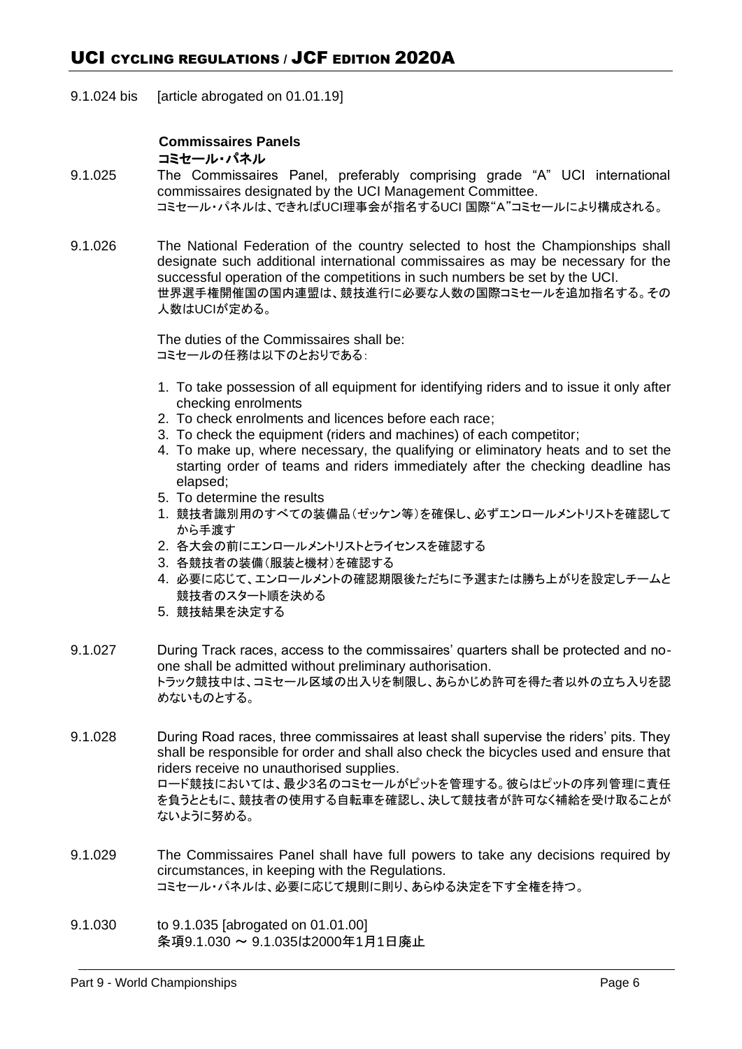9.1.024 bis [article abrogated on 01.01.19]

### Commissaires Panels
### コミセール・パネル

9.1.025 The Commissaires Panel, preferably comprising grade "A" UCI international commissaires designated by the UCI Management Committee.
コミセール・パネルは、できればUCI理事会が指名するUCI 国際"A"コミセールにより構成される。

9.1.026 The National Federation of the country selected to host the Championships shall designate such additional international commissaires as may be necessary for the successful operation of the competitions in such numbers be set by the UCI.
世界選手権開催国の国内連盟は、競技進行に必要な人数の国際コミセールを追加指名する。その人数はUCIが定める。

The duties of the Commissaires shall be:
コミセールの任務は以下のとおりである:

1. To take possession of all equipment for identifying riders and to issue it only after checking enrolments
2. To check enrolments and licences before each race;
3. To check the equipment (riders and machines) of each competitor;
4. To make up, where necessary, the qualifying or eliminatory heats and to set the starting order of teams and riders immediately after the checking deadline has elapsed;
5. To determine the results

1. 競技者識別用のすべての装備品(ゼッケン等)を確保し、必ずエンロールメントリストを確認してから手渡す
2. 各大会の前にエンロールメントリストとライセンスを確認する
3. 各競技者の装備(服装と機材)を確認する
4. 必要に応じて、エンロールメントの確認期限後ただちに予選または勝ち上がりを設定しチームと競技者のスタート順を決める
5. 競技結果を決定する

9.1.027 During Track races, access to the commissaires' quarters shall be protected and no-one shall be admitted without preliminary authorisation.
トラック競技中は、コミセール区域の出入りを制限し、あらかじめ許可を得た者以外の立ち入りを認めないものとする。

9.1.028 During Road races, three commissaires at least shall supervise the riders' pits. They shall be responsible for order and shall also check the bicycles used and ensure that riders receive no unauthorised supplies.
ロード競技においては、最少3名のコミセールがピットを管理する。彼らはピットの序列管理に責任を負うとともに、競技者の使用する自転車を確認し、決して競技者が許可なく補給を受け取ることがないように努める。

9.1.029 The Commissaires Panel shall have full powers to take any decisions required by circumstances, in keeping with the Regulations.
コミセール・パネルは、必要に応じて規則に則り、あらゆる決定を下す全権を持つ。

9.1.030 to 9.1.035 [abrogated on 01.01.00]
条項9.1.030 〜 9.1.035は2000年1月1日廃止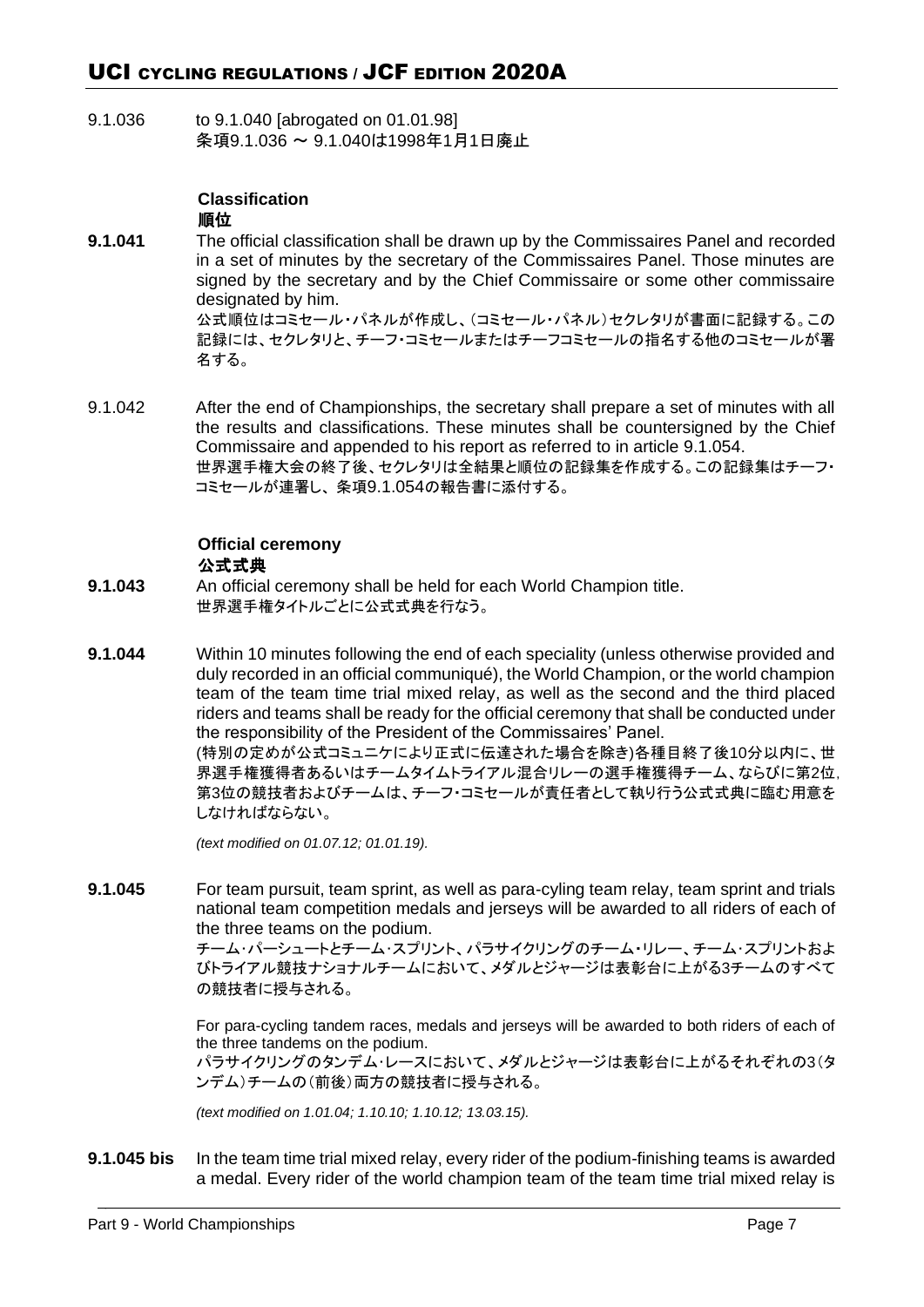9.1.036 to 9.1.040 [abrogated on 01.01.98]
条項9.1.036 〜 9.1.040は1998年1月1日廃止

**Classification**
**順位**

**9.1.041** The official classification shall be drawn up by the Commissaires Panel and recorded in a set of minutes by the secretary of the Commissaires Panel. Those minutes are signed by the secretary and by the Chief Commissaire or some other commissaire designated by him.
公式順位はコミセール・パネルが作成し、(コミセール・パネル)セクレタリが書面に記録する。この記録には、セクレタリと、チーフ・コミセールまたはチーフコミセールの指名する他のコミセールが署名する。

9.1.042 After the end of Championships, the secretary shall prepare a set of minutes with all the results and classifications. These minutes shall be countersigned by the Chief Commissaire and appended to his report as referred to in article 9.1.054.
世界選手権大会の終了後、セクレタリは全結果と順位の記録集を作成する。この記録集はチーフ・コミセールが連署し、条項9.1.054の報告書に添付する。

**Official ceremony**
**公式式典**

**9.1.043** An official ceremony shall be held for each World Champion title.
世界選手権タイトルごとに公式式典を行なう。

**9.1.044** Within 10 minutes following the end of each speciality (unless otherwise provided and duly recorded in an official communiqué), the World Champion, or the world champion team of the team time trial mixed relay, as well as the second and the third placed riders and teams shall be ready for the official ceremony that shall be conducted under the responsibility of the President of the Commissaires' Panel.
(特別の定めが公式コミュニケにより正式に伝達された場合を除き)各種目終了後10分以内に、世界選手権獲得者あるいはチームタイムトライアル混合リレーの選手権獲得チーム、ならびに第2位, 第3位の競技者およびチームは、チーフ・コミセールが責任者として執り行う公式式典に臨む用意をしなければならない。

*(text modified on 01.07.12; 01.01.19).*

**9.1.045** For team pursuit, team sprint, as well as para-cyling team relay, team sprint and trials national team competition medals and jerseys will be awarded to all riders of each of the three teams on the podium.
チーム･パーシュートとチーム･スプリント、パラサイクリングのチーム・リレー、チーム･スプリントおよびトライアル競技ナショナルチームにおいて、メダルとジャージは表彰台に上がる3チームのすべての競技者に授与される。

For para-cycling tandem races, medals and jerseys will be awarded to both riders of each of the three tandems on the podium.
パラサイクリングのタンデム･レースにおいて、メダルとジャージは表彰台に上がるそれぞれの3(タンデム)チームの(前後)両方の競技者に授与される。

*(text modified on 1.01.04; 1.10.10; 1.10.12; 13.03.15).*

**9.1.045 bis** In the team time trial mixed relay, every rider of the podium-finishing teams is awarded a medal. Every rider of the world champion team of the team time trial mixed relay is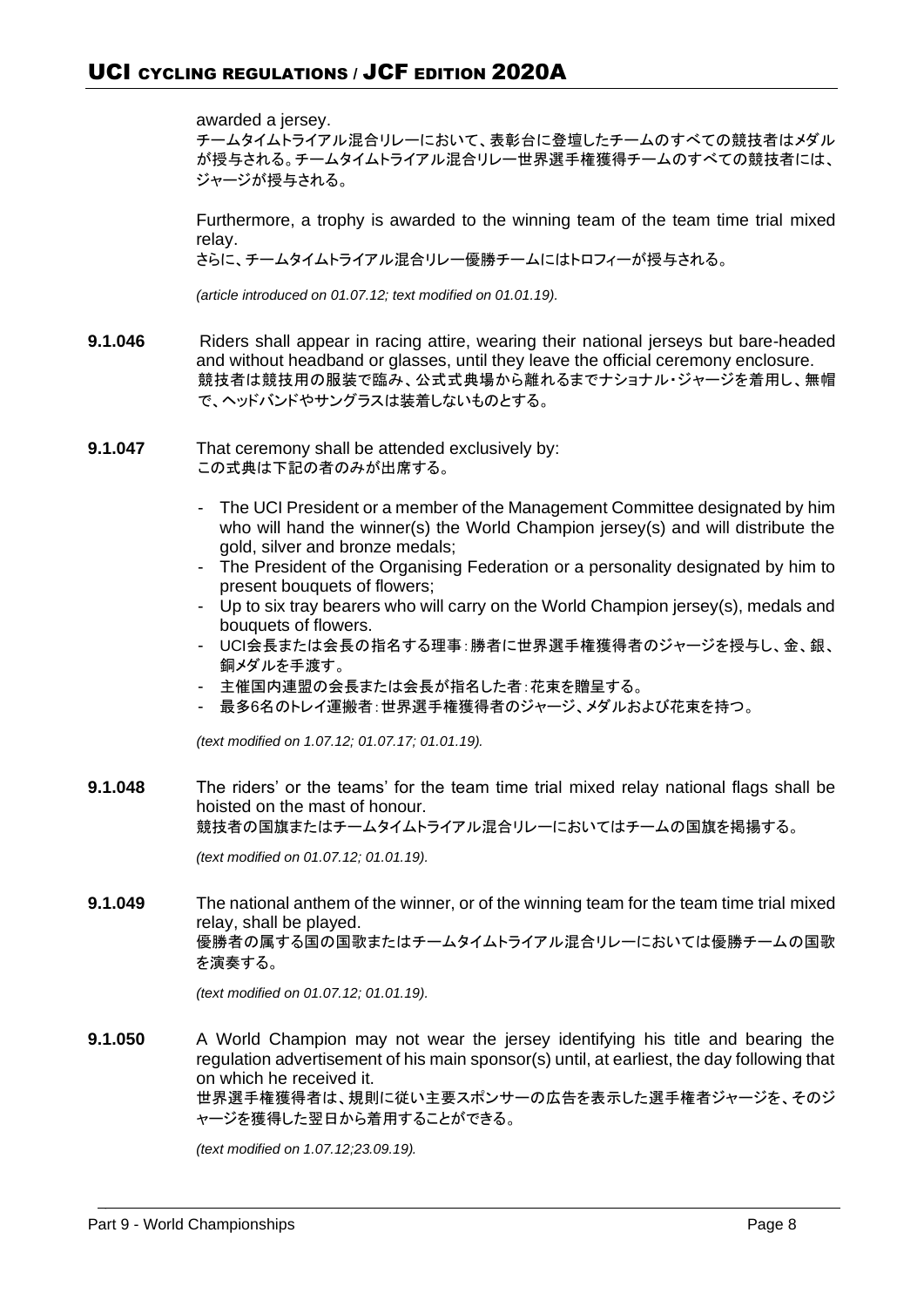awarded a jersey.

チームタイムトライアル混合リレーにおいて、表彰台に登壇したチームのすべての競技者はメダルが授与される。チームタイムトライアル混合リレー世界選手権獲得チームのすべての競技者には、ジャージが授与される。

Furthermore, a trophy is awarded to the winning team of the team time trial mixed relay.

さらに、チームタイムトライアル混合リレー優勝チームにはトロフィーが授与される。

*(article introduced on 01.07.12; text modified on 01.01.19).*

**9.1.046** Riders shall appear in racing attire, wearing their national jerseys but bare-headed and without headband or glasses, until they leave the official ceremony enclosure.

競技者は競技用の服装で臨み、公式式典場から離れるまでナショナル・ジャージを着用し、無帽で、ヘッドバンドやサングラスは装着しないものとする。

**9.1.047** That ceremony shall be attended exclusively by:

この式典は下記の者のみが出席する。

- The UCI President or a member of the Management Committee designated by him who will hand the winner(s) the World Champion jersey(s) and will distribute the gold, silver and bronze medals;
- The President of the Organising Federation or a personality designated by him to present bouquets of flowers;
- Up to six tray bearers who will carry on the World Champion jersey(s), medals and bouquets of flowers.
- UCI会長または会長の指名する理事：勝者に世界選手権獲得者のジャージを授与し、金、銀、銅メダルを手渡す。
- 主催国内連盟の会長または会長が指名した者：花束を贈呈する。
- 最多6名のトレイ運搬者：世界選手権獲得者のジャージ、メダルおよび花束を持つ。

*(text modified on 1.07.12; 01.07.17; 01.01.19).*

**9.1.048** The riders' or the teams' for the team time trial mixed relay national flags shall be hoisted on the mast of honour.

競技者の国旗またはチームタイムトライアル混合リレーにおいてはチームの国旗を掲揚する。

*(text modified on 01.07.12; 01.01.19).*

**9.1.049** The national anthem of the winner, or of the winning team for the team time trial mixed relay, shall be played.

優勝者の属する国の国歌またはチームタイムトライアル混合リレーにおいては優勝チームの国歌を演奏する。

*(text modified on 01.07.12; 01.01.19).*

**9.1.050** A World Champion may not wear the jersey identifying his title and bearing the regulation advertisement of his main sponsor(s) until, at earliest, the day following that on which he received it.

世界選手権獲得者は、規則に従い主要スポンサーの広告を表示した選手権者ジャージを、そのジャージを獲得した翌日から着用することができる。

*(text modified on 1.07.12;23.09.19).*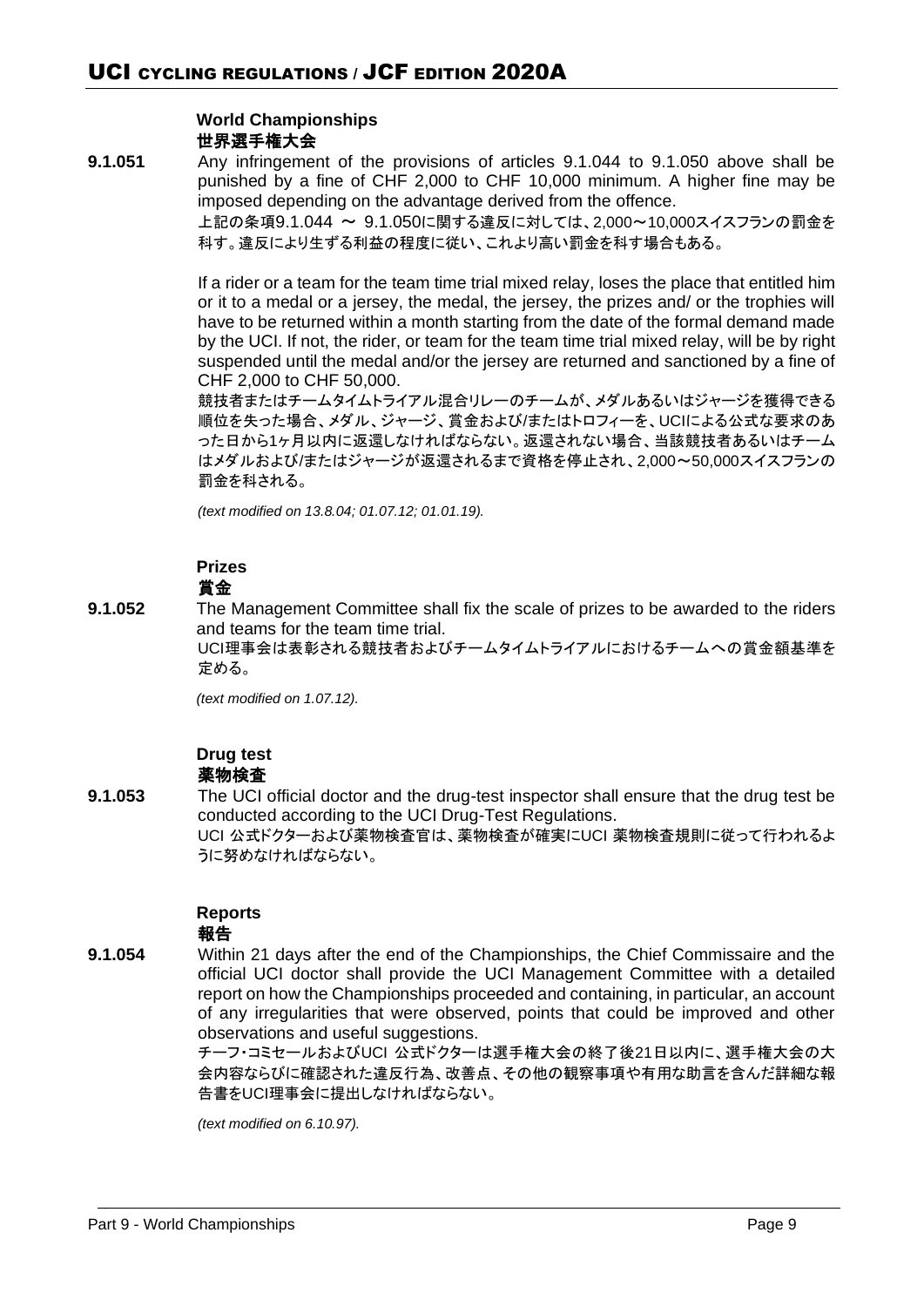### World Championships
### 世界選手権大会

**9.1.051** Any infringement of the provisions of articles 9.1.044 to 9.1.050 above shall be punished by a fine of CHF 2,000 to CHF 10,000 minimum. A higher fine may be imposed depending on the advantage derived from the offence.
上記の条項9.1.044 〜 9.1.050に関する違反に対しては、2,000〜10,000スイスフランの罰金を科す。違反により生ずる利益の程度に従い、これより高い罰金を科す場合もある。

If a rider or a team for the team time trial mixed relay, loses the place that entitled him or it to a medal or a jersey, the medal, the jersey, the prizes and/ or the trophies will have to be returned within a month starting from the date of the formal demand made by the UCI. If not, the rider, or team for the team time trial mixed relay, will be by right suspended until the medal and/or the jersey are returned and sanctioned by a fine of CHF 2,000 to CHF 50,000.
競技者またはチームタイムトライアル混合リレーのチームが、メダルあるいはジャージを獲得できる順位を失った場合、メダル、ジャージ、賞金および/またはトロフィーを、UCIによる公式な要求のあった日から1ヶ月以内に返還しなければならない。返還されない場合、当該競技者あるいはチームはメダルおよび/またはジャージが返還されるまで資格を停止され、2,000〜50,000スイスフランの罰金を科される。

*(text modified on 13.8.04; 01.07.12; 01.01.19).*

### Prizes
### 賞金

**9.1.052** The Management Committee shall fix the scale of prizes to be awarded to the riders and teams for the team time trial.
UCI理事会は表彰される競技者およびチームタイムトライアルにおけるチームへの賞金額基準を定める。

*(text modified on 1.07.12).*

### Drug test
### 薬物検査

**9.1.053** The UCI official doctor and the drug-test inspector shall ensure that the drug test be conducted according to the UCI Drug-Test Regulations.
UCI 公式ドクターおよび薬物検査官は、薬物検査が確実にUCI 薬物検査規則に従って行われるように努めなければならない。

### Reports
### 報告

**9.1.054** Within 21 days after the end of the Championships, the Chief Commissaire and the official UCI doctor shall provide the UCI Management Committee with a detailed report on how the Championships proceeded and containing, in particular, an account of any irregularities that were observed, points that could be improved and other observations and useful suggestions.
チーフ･コミセールおよびUCI 公式ドクターは選手権大会の終了後21日以内に、選手権大会の大会内容ならびに確認された違反行為、改善点、その他の観察事項や有用な助言を含んだ詳細な報告書をUCI理事会に提出しなければならない。

*(text modified on 6.10.97).*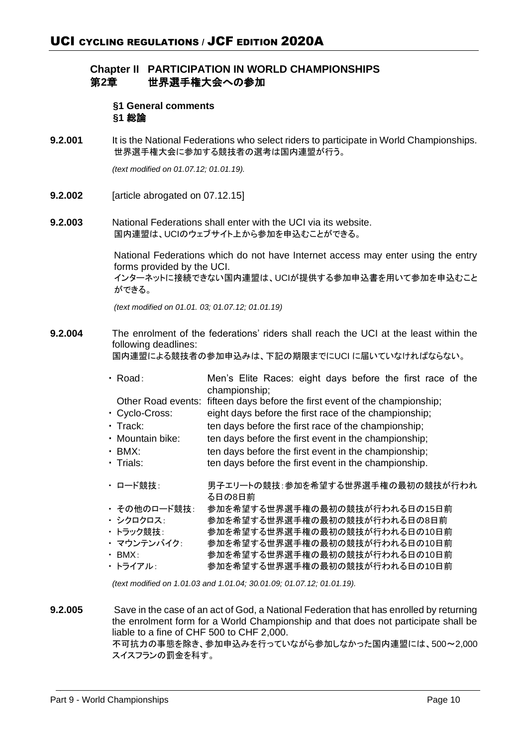## Chapter II PARTICIPATION IN WORLD CHAMPIONSHIPS
## 第2章　世界選手権大会への参加

### §1 General comments
### §1 総論

**9.2.001** It is the National Federations who select riders to participate in World Championships.
世界選手権大会に参加する競技者の選考は国内連盟が行う。

*(text modified on 01.07.12; 01.01.19).*

**9.2.002** [article abrogated on 07.12.15]

**9.2.003** National Federations shall enter with the UCI via its website.
国内連盟は、UCIのウェブサイト上から参加を申込むことができる。

National Federations which do not have Internet access may enter using the entry forms provided by the UCI.
インターネットに接続できない国内連盟は、UCIが提供する参加申込書を用いて参加を申込むことができる。

*(text modified on 01.01. 03; 01.07.12; 01.01.19)*

**9.2.004** The enrolment of the federations' riders shall reach the UCI at the least within the following deadlines:
国内連盟による競技者の参加申込みは、下記の期限までにUCI に届いていなければならない。

- Road: Men's Elite Races: eight days before the first race of the championship;
  Other Road events: fifteen days before the first event of the championship;
- Cyclo-Cross: eight days before the first race of the championship;
- Track: ten days before the first race of the championship;
- Mountain bike: ten days before the first event in the championship;
- BMX: ten days before the first event in the championship;
- Trials: ten days before the first event in the championship.

- ロード競技: 男子エリートの競技:参加を希望する世界選手権の最初の競技が行われる日の8日前
- その他のロード競技: 参加を希望する世界選手権の最初の競技が行われる日の15日前
- シクロクロス: 参加を希望する世界選手権の最初の競技が行われる日の8日前
- トラック競技: 参加を希望する世界選手権の最初の競技が行われる日の10日前
- マウンテンバイク: 参加を希望する世界選手権の最初の競技が行われる日の10日前
- BMX: 参加を希望する世界選手権の最初の競技が行われる日の10日前
- トライアル: 参加を希望する世界選手権の最初の競技が行われる日の10日前

*(text modified on 1.01.03 and 1.01.04; 30.01.09; 01.07.12; 01.01.19).*

**9.2.005** Save in the case of an act of God, a National Federation that has enrolled by returning the enrolment form for a World Championship and that does not participate shall be liable to a fine of CHF 500 to CHF 2,000.
不可抗力の事態を除き、参加申込みを行っていながら参加しなかった国内連盟には、500〜2,000スイスフランの罰金を科す。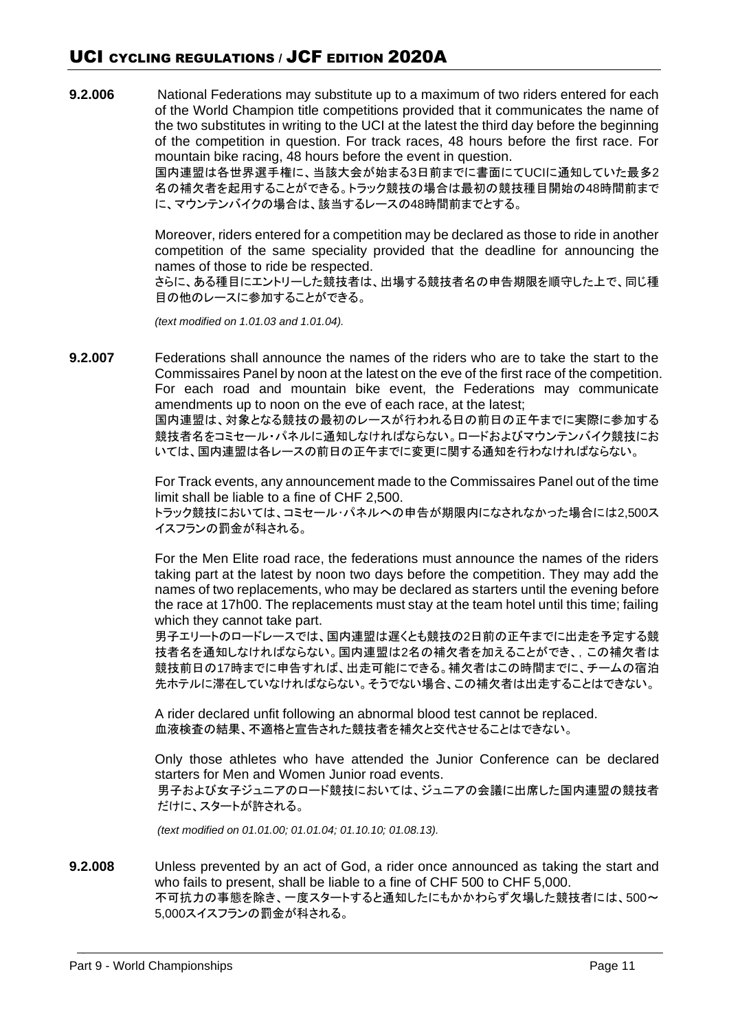**9.2.006** National Federations may substitute up to a maximum of two riders entered for each of the World Champion title competitions provided that it communicates the name of the two substitutes in writing to the UCI at the latest the third day before the beginning of the competition in question. For track races, 48 hours before the first race. For mountain bike racing, 48 hours before the event in question.
国内連盟は各世界選手権に、当該大会が始まる3日前までに書面にてUCIに通知していた最多2名の補欠者を起用することができる。トラック競技の場合は最初の競技種目開始の48時間前までに、マウンテンバイクの場合は、該当するレースの48時間前までとする。

Moreover, riders entered for a competition may be declared as those to ride in another competition of the same speciality provided that the deadline for announcing the names of those to ride be respected.
さらに、ある種目にエントリーした競技者は、出場する競技者名の申告期限を順守した上で、同じ種目の他のレースに参加することができる。

*(text modified on 1.01.03 and 1.01.04).*

**9.2.007** Federations shall announce the names of the riders who are to take the start to the Commissaires Panel by noon at the latest on the eve of the first race of the competition. For each road and mountain bike event, the Federations may communicate amendments up to noon on the eve of each race, at the latest;
国内連盟は、対象となる競技の最初のレースが行われる日の前日の正午までに実際に参加する競技者名をコミセール・パネルに通知しなければならない。ロードおよびマウンテンバイク競技においては、国内連盟は各レースの前日の正午までに変更に関する通知を行わなければならない。

For Track events, any announcement made to the Commissaires Panel out of the time limit shall be liable to a fine of CHF 2,500.
トラック競技においては、コミセール・パネルへの申告が期限内になされなかった場合には2,500スイスフランの罰金が科される。

For the Men Elite road race, the federations must announce the names of the riders taking part at the latest by noon two days before the competition. They may add the names of two replacements, who may be declared as starters until the evening before the race at 17h00. The replacements must stay at the team hotel until this time; failing which they cannot take part.
男子エリートのロードレースでは、国内連盟は遅くとも競技の2日前の正午までに出走を予定する競技者名を通知しなければならない。国内連盟は2名の補欠者を加えることができ、, この補欠者は競技前日の17時までに申告すれば、出走可能にできる。補欠者はこの時間までに、チームの宿泊先ホテルに滞在していなければならない。そうでない場合、この補欠者は出走することはできない。

A rider declared unfit following an abnormal blood test cannot be replaced.
血液検査の結果、不適格と宣告された競技者を補欠と交代させることはできない。

Only those athletes who have attended the Junior Conference can be declared starters for Men and Women Junior road events.
男子および女子ジュニアのロード競技においては、ジュニアの会議に出席した国内連盟の競技者だけに、スタートが許される。

*(text modified on 01.01.00; 01.01.04; 01.10.10; 01.08.13).*

**9.2.008** Unless prevented by an act of God, a rider once announced as taking the start and who fails to present, shall be liable to a fine of CHF 500 to CHF 5,000.
不可抗力の事態を除き、一度スタートすると通知したにもかかわらず欠場した競技者には、500～5,000スイスフランの罰金が科される。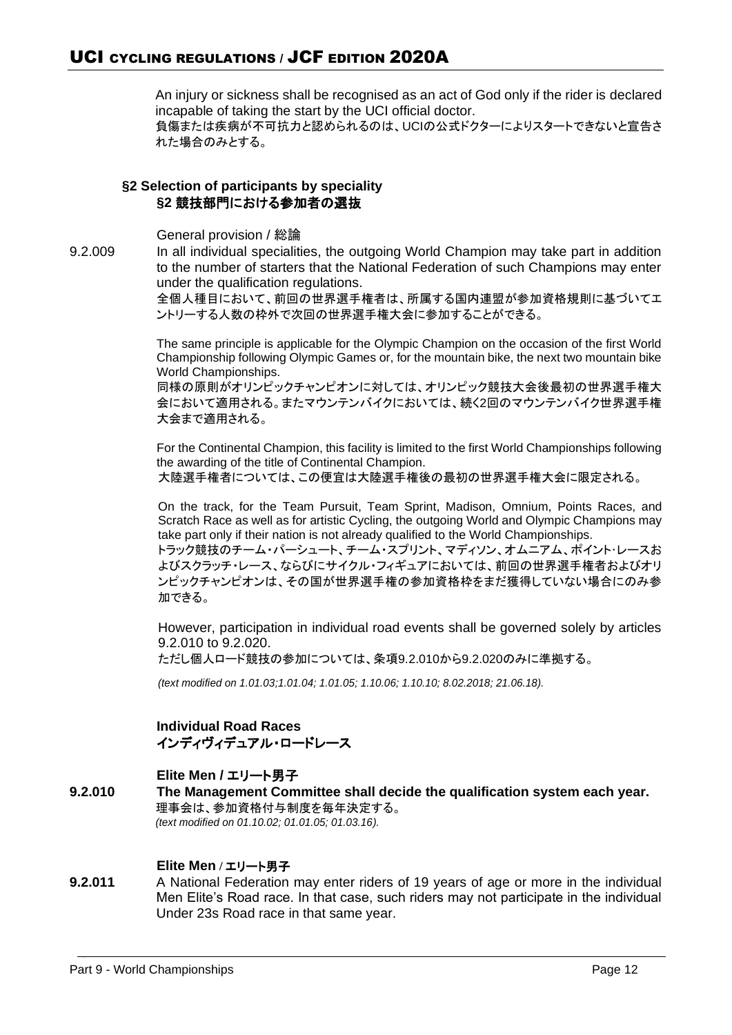An injury or sickness shall be recognised as an act of God only if the rider is declared incapable of taking the start by the UCI official doctor.
負傷または疾病が不可抗力と認められるのは、UCIの公式ドクターによりスタートできないと宣告された場合のみとする。

### §2 Selection of participants by speciality
### §2 競技部門における参加者の選抜

General provision / 総論

9.2.009 In all individual specialities, the outgoing World Champion may take part in addition to the number of starters that the National Federation of such Champions may enter under the qualification regulations.
全個人種目において、前回の世界選手権者は、所属する国内連盟が参加資格規則に基づいてエントリーする人数の枠外で次回の世界選手権大会に参加することができる。

The same principle is applicable for the Olympic Champion on the occasion of the first World Championship following Olympic Games or, for the mountain bike, the next two mountain bike World Championships.
同様の原則がオリンピックチャンピオンに対しては、オリンピック競技大会後最初の世界選手権大会において適用される。またマウンテンバイクにおいては、続く2回のマウンテンバイク世界選手権大会まで適用される。

For the Continental Champion, this facility is limited to the first World Championships following the awarding of the title of Continental Champion.
大陸選手権者については、この便宜は大陸選手権後の最初の世界選手権大会に限定される。

On the track, for the Team Pursuit, Team Sprint, Madison, Omnium, Points Races, and Scratch Race as well as for artistic Cycling, the outgoing World and Olympic Champions may take part only if their nation is not already qualified to the World Championships.
トラック競技のチーム・パーシュート、チーム・スプリント、マディソン、オムニアム、ポイント・レースおよびスクラッチ・レース、ならびにサイクル・フィギュアにおいては、前回の世界選手権者およびオリンピックチャンピオンは、その国が世界選手権の参加資格枠をまだ獲得していない場合にのみ参加できる。

However, participation in individual road events shall be governed solely by articles 9.2.010 to 9.2.020.
ただし個人ロード競技の参加については、条項9.2.010から9.2.020のみに準拠する。

*(text modified on 1.01.03;1.01.04; 1.01.05; 1.10.06; 1.10.10; 8.02.2018; 21.06.18).*

### Individual Road Races
### インディヴィデュアル・ロードレース

**Elite Men / エリート男子**

**9.2.010** **The Management Committee shall decide the qualification system each year.**
理事会は、参加資格付与制度を毎年決定する。
*(text modified on 01.10.02; 01.01.05; 01.03.16).*

**Elite Men / エリート男子**

**9.2.011** A National Federation may enter riders of 19 years of age or more in the individual Men Elite's Road race. In that case, such riders may not participate in the individual Under 23s Road race in that same year.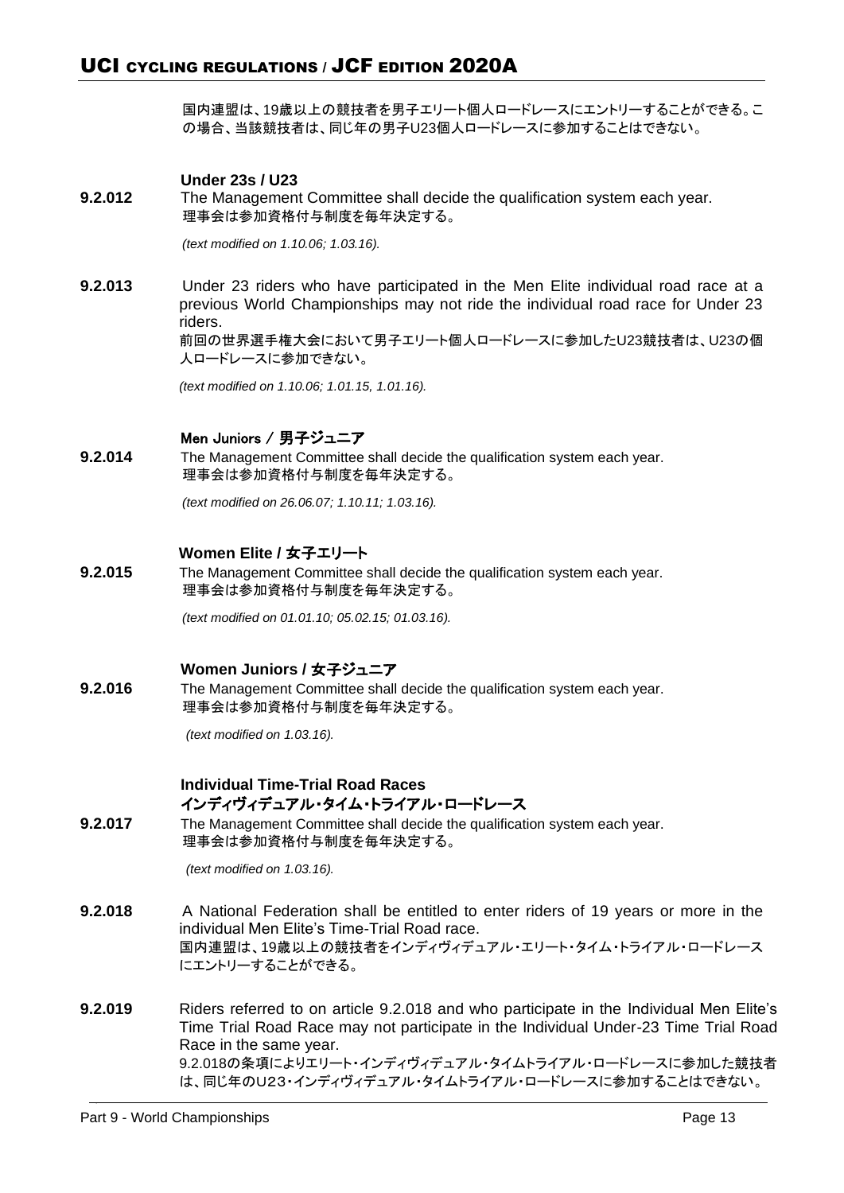国内連盟は、19歳以上の競技者を男子エリート個人ロードレースにエントリーすることができる。この場合、当該競技者は、同じ年の男子U23個人ロードレースに参加することはできない。

### Under 23s / U23

**9.2.012** The Management Committee shall decide the qualification system each year.
理事会は参加資格付与制度を毎年決定する。

*(text modified on 1.10.06; 1.03.16).*

**9.2.013** Under 23 riders who have participated in the Men Elite individual road race at a previous World Championships may not ride the individual road race for Under 23 riders.
前回の世界選手権大会において男子エリート個人ロードレースに参加したU23競技者は、U23の個人ロードレースに参加できない。

*(text modified on 1.10.06; 1.01.15, 1.01.16).*

### Men Juniors / 男子ジュニア

**9.2.014** The Management Committee shall decide the qualification system each year.
理事会は参加資格付与制度を毎年決定する。

*(text modified on 26.06.07; 1.10.11; 1.03.16).*

### Women Elite / 女子エリート

**9.2.015** The Management Committee shall decide the qualification system each year.
理事会は参加資格付与制度を毎年決定する。

*(text modified on 01.01.10; 05.02.15; 01.03.16).*

### Women Juniors / 女子ジュニア

**9.2.016** The Management Committee shall decide the qualification system each year.
理事会は参加資格付与制度を毎年決定する。

*(text modified on 1.03.16).*

### Individual Time-Trial Road Races
### インディヴィデュアル・タイム・トライアル・ロードレース

**9.2.017** The Management Committee shall decide the qualification system each year.
理事会は参加資格付与制度を毎年決定する。

*(text modified on 1.03.16).*

**9.2.018** A National Federation shall be entitled to enter riders of 19 years or more in the individual Men Elite's Time-Trial Road race.
国内連盟は、19歳以上の競技者をインディヴィデュアル・エリート・タイム・トライアル・ロードレースにエントリーすることができる。

**9.2.019** Riders referred to on article 9.2.018 and who participate in the Individual Men Elite's Time Trial Road Race may not participate in the Individual Under-23 Time Trial Road Race in the same year.
9.2.018の条項によりエリート・インディヴィデュアル・タイムトライアル・ロードレースに参加した競技者は、同じ年のU23・インディヴィデュアル・タイムトライアル・ロードレースに参加することはできない。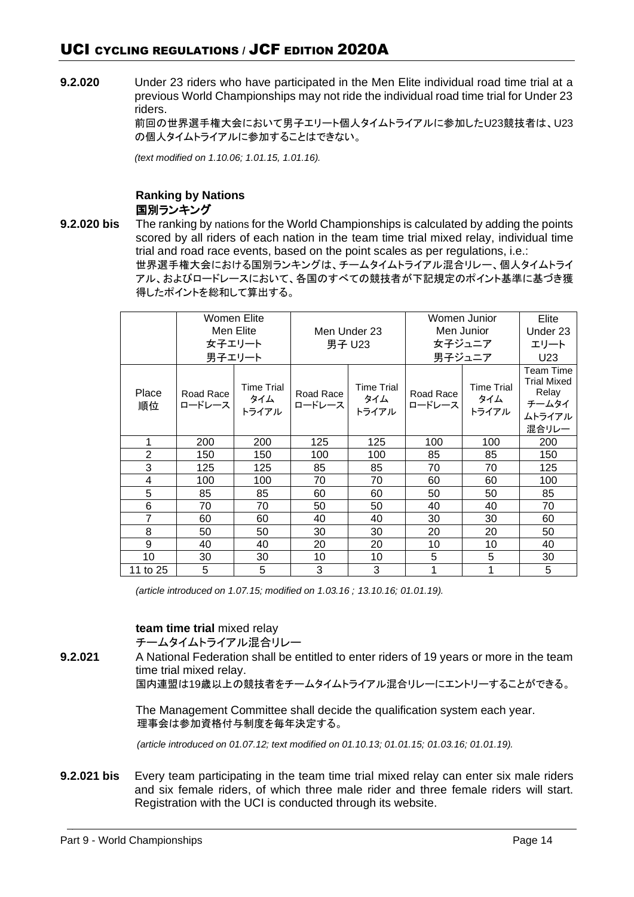**9.2.020** Under 23 riders who have participated in the Men Elite individual road time trial at a previous World Championships may not ride the individual road time trial for Under 23 riders.
前回の世界選手権大会において男子エリート個人タイムトライアルに参加したU23競技者は、U23の個人タイムトライアルに参加することはできない。

*(text modified on 1.10.06; 1.01.15, 1.01.16).*

### Ranking by Nations
### 国別ランキング

**9.2.020 bis** The ranking by nations for the World Championships is calculated by adding the points scored by all riders of each nation in the team time trial mixed relay, individual time trial and road race events, based on the point scales as per regulations, i.e.:
世界選手権大会における国別ランキングは、チームタイムトライアル混合リレー、個人タイムトライアル、およびロードレースにおいて、各国のすべての競技者が下記規定のポイント基準に基づき獲得したポイントを総和して算出する。

| | Women Elite Men Elite 女子エリート 男子エリート | | Men Under 23 男子 U23 | | Women Junior Men Junior 女子ジュニア 男子ジュニア | | Elite Under 23 エリート U23 |
|---|---|---|---|---|---|---|---|
| Place 順位 | Road Race ロードレース | Time Trial タイム トライアル | Road Race ロードレース | Time Trial タイム トライアル | Road Race ロードレース | Time Trial タイム トライアル | Team Time Trial Mixed Relay チームタイムトライアル混合リレー |
| 1 | 200 | 200 | 125 | 125 | 100 | 100 | 200 |
| 2 | 150 | 150 | 100 | 100 | 85 | 85 | 150 |
| 3 | 125 | 125 | 85 | 85 | 70 | 70 | 125 |
| 4 | 100 | 100 | 70 | 70 | 60 | 60 | 100 |
| 5 | 85 | 85 | 60 | 60 | 50 | 50 | 85 |
| 6 | 70 | 70 | 50 | 50 | 40 | 40 | 70 |
| 7 | 60 | 60 | 40 | 40 | 30 | 30 | 60 |
| 8 | 50 | 50 | 30 | 30 | 20 | 20 | 50 |
| 9 | 40 | 40 | 20 | 20 | 10 | 10 | 40 |
| 10 | 30 | 30 | 10 | 10 | 5 | 5 | 30 |
| 11 to 25 | 5 | 5 | 3 | 3 | 1 | 1 | 5 |

*(article introduced on 1.07.15; modified on 1.03.16 ; 13.10.16; 01.01.19).*

### **team time trial** mixed relay
### チームタイムトライアル混合リレー

**9.2.021** A National Federation shall be entitled to enter riders of 19 years or more in the team time trial mixed relay.
国内連盟は19歳以上の競技者をチームタイムトライアル混合リレーにエントリーすることができる。

The Management Committee shall decide the qualification system each year.
理事会は参加資格付与制度を毎年決定する。

*(article introduced on 01.07.12; text modified on 01.10.13; 01.01.15; 01.03.16; 01.01.19).*

**9.2.021 bis** Every team participating in the team time trial mixed relay can enter six male riders and six female riders, of which three male rider and three female riders will start. Registration with the UCI is conducted through its website.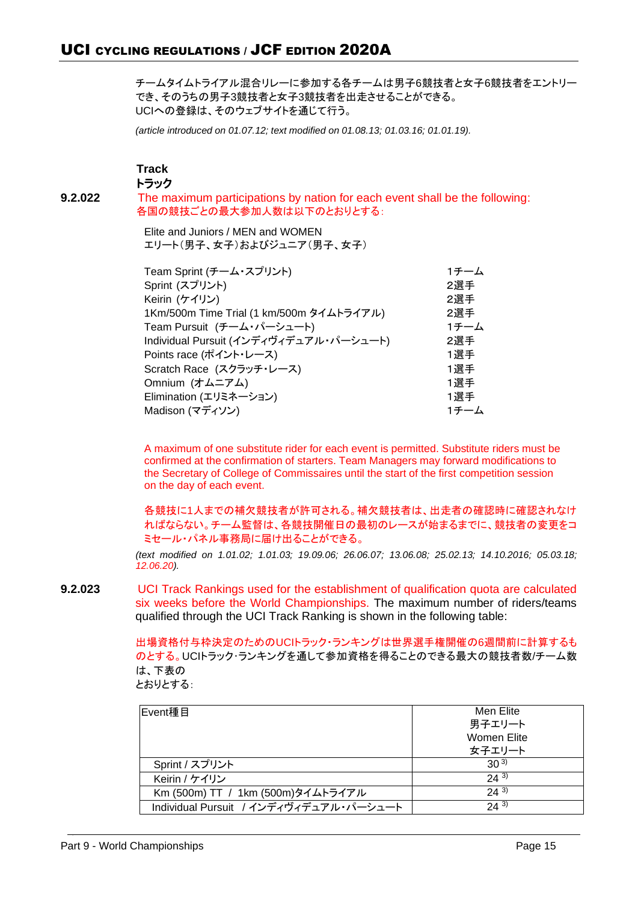チームタイムトライアル混合リレーに参加する各チームは男子6競技者と女子6競技者をエントリーでき、そのうちの男子3競技者と女子3競技者を出走させることができる。
UCIへの登録は、そのウェブサイトを通じて行う。

*(article introduced on 01.07.12; text modified on 01.08.13; 01.03.16; 01.01.19).*

## Track
## トラック

**9.2.022** The maximum participations by nation for each event shall be the following:
各国の競技ごとの最大参加人数は以下のとおりとする：

Elite and Juniors / MEN and WOMEN
エリート（男子、女子）およびジュニア（男子、女子）

| | |
|---|---|
| Team Sprint (チーム・スプリント) | 1チーム |
| Sprint (スプリント) | 2選手 |
| Keirin (ケイリン) | 2選手 |
| 1Km/500m Time Trial (1 km/500m タイムトライアル) | 2選手 |
| Team Pursuit (チーム・パーシュート) | 1チーム |
| Individual Pursuit (インディヴィデュアル・パーシュート) | 2選手 |
| Points race (ポイント・レース) | 1選手 |
| Scratch Race (スクラッチ・レース) | 1選手 |
| Omnium (オムニアム) | 1選手 |
| Elimination (エリミネーション) | 1選手 |
| Madison (マディソン) | 1チーム |

A maximum of one substitute rider for each event is permitted. Substitute riders must be confirmed at the confirmation of starters. Team Managers may forward modifications to the Secretary of College of Commissaires until the start of the first competition session on the day of each event.

各競技に1人までの補欠競技者が許可される。補欠競技者は、出走者の確認時に確認されなければならない。チーム監督は、各競技開催日の最初のレースが始まるまでに、競技者の変更をコミセール・パネル事務局に届け出ることができる。

*(text modified on 1.01.02; 1.01.03; 19.09.06; 26.06.07; 13.06.08; 25.02.13; 14.10.2016; 05.03.18; 12.06.20).*

**9.2.023** UCI Track Rankings used for the establishment of qualification quota are calculated six weeks before the World Championships. The maximum number of riders/teams qualified through the UCI Track Ranking is shown in the following table:

出場資格付与枠決定のためのUCIトラック・ランキングは世界選手権開催の6週間前に計算するものとする。UCIトラック・ランキングを通して参加資格を得ることのできる最大の競技者数/チーム数は、下表の
とおりとする：

| Event種目 | Men Elite 男子エリート Women Elite 女子エリート |
|---|---|
| Sprint / スプリント | 30 [3)] |
| Keirin / ケイリン | 24 [3)] |
| Km (500m) TT / 1km (500m)タイムトライアル | 24 [3)] |
| Individual Pursuit / インディヴィデュアル・パーシュート | 24 [3)] |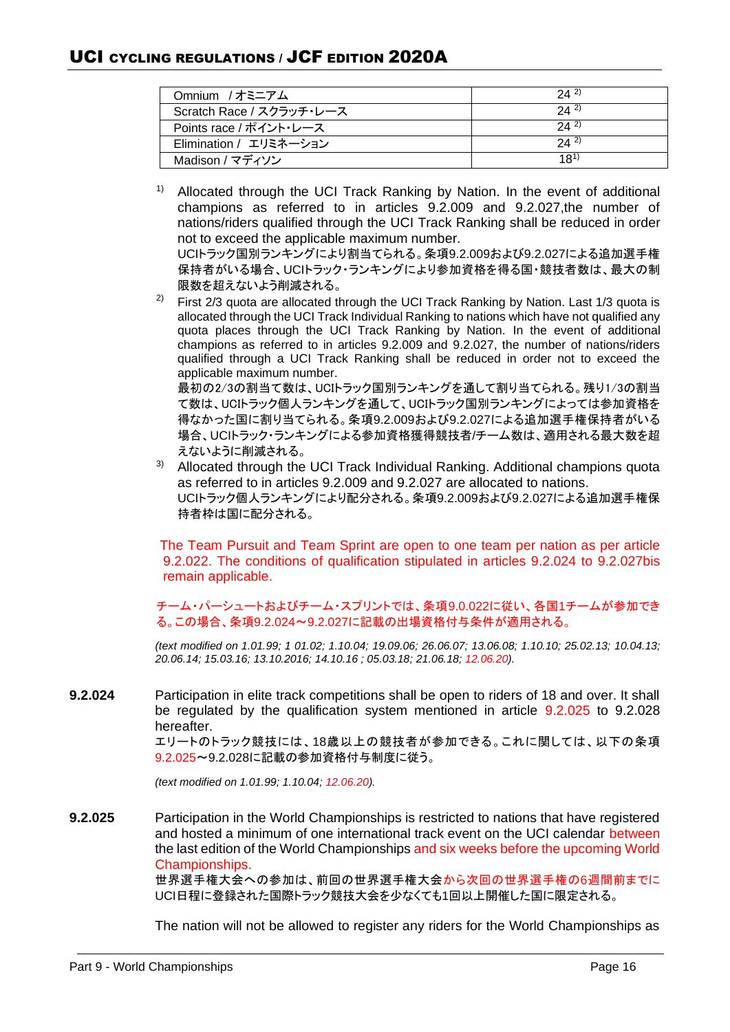| | |
|---|---|
| Omnium / オミニアム | 24 [2] |
| Scratch Race / スクラッチ･レース | 24 [2] |
| Points race / ポイント･レース | 24 [2] |
| Elimination / エリミネーション | 24 [2] |
| Madison / マディソン | 18[1] |

[1] Allocated through the UCI Track Ranking by Nation. In the event of additional champions as referred to in articles 9.2.009 and 9.2.027,the number of nations/riders qualified through the UCI Track Ranking shall be reduced in order not to exceed the applicable maximum number.
UCIトラック国別ランキングにより割当てられる。条項9.2.009および9.2.027による追加選手権保持者がいる場合、UCIトラック・ランキングにより参加資格を得る国・競技者数は、最大の制限数を超えないよう削減される。

[2] First 2/3 quota are allocated through the UCI Track Ranking by Nation. Last 1/3 quota is allocated through the UCI Track Individual Ranking to nations which have not qualified any quota places through the UCI Track Ranking by Nation. In the event of additional champions as referred to in articles 9.2.009 and 9.2.027, the number of nations/riders qualified through a UCI Track Ranking shall be reduced in order not to exceed the applicable maximum number.
最初の2/3の割当て数は、UCIトラック国別ランキングを通して割り当てられる。残り1/3の割当て数は、UCIトラック個人ランキングを通して、UCIトラック国別ランキングによっては参加資格を得なかった国に割り当てられる。条項9.2.009および9.2.027による追加選手権保持者がいる場合、UCIトラック・ランキングによる参加資格獲得競技者/チーム数は、適用される最大数を超えないように削減される。

[3] Allocated through the UCI Track Individual Ranking. Additional champions quota as referred to in articles 9.2.009 and 9.2.027 are allocated to nations.
UCIトラック個人ランキングにより配分される。条項9.2.009および9.2.027による追加選手権保持者枠は国に配分される。

The Team Pursuit and Team Sprint are open to one team per nation as per article 9.2.022. The conditions of qualification stipulated in articles 9.2.024 to 9.2.027bis remain applicable.

チーム・パーシュートおよびチーム・スプリントでは、条項9.0.022に従い、各国1チームが参加できる。この場合、条項9.2.024～9.2.027に記載の出場資格付与条件が適用される。

*(text modified on 1.01.99; 1 01.02; 1.10.04; 19.09.06; 26.06.07; 13.06.08; 1.10.10; 25.02.13; 10.04.13; 20.06.14; 15.03.16; 13.10.2016; 14.10.16 ; 05.03.18; 21.06.18; 12.06.20).*

**9.2.024** Participation in elite track competitions shall be open to riders of 18 and over. It shall be regulated by the qualification system mentioned in article 9.2.025 to 9.2.028 hereafter.
エリートのトラック競技には、18歳以上の競技者が参加できる。これに関しては、以下の条項9.2.025～9.2.028に記載の参加資格付与制度に従う。

*(text modified on 1.01.99; 1.10.04; 12.06.20).*

**9.2.025** Participation in the World Championships is restricted to nations that have registered and hosted a minimum of one international track event on the UCI calendar between the last edition of the World Championships and six weeks before the upcoming World Championships.
世界選手権大会への参加は、前回の世界選手権大会から次回の世界選手権の6週間前までにUCI日程に登録された国際トラック競技大会を少なくても1回以上開催した国に限定される。

The nation will not be allowed to register any riders for the World Championships as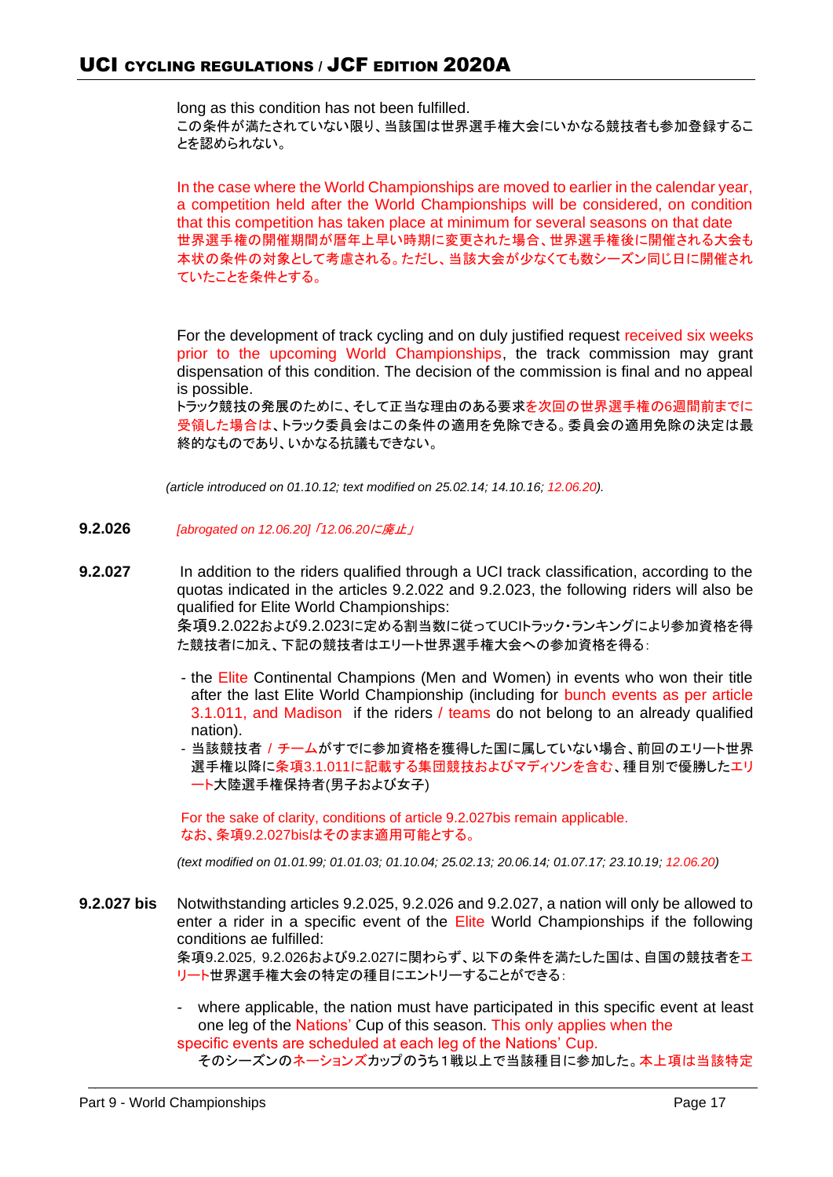long as this condition has not been fulfilled.
この条件が満たされていない限り、当該国は世界選手権大会にいかなる競技者も参加登録することを認められない。

In the case where the World Championships are moved to earlier in the calendar year, a competition held after the World Championships will be considered, on condition that this competition has taken place at minimum for several seasons on that date
世界選手権の開催期間が暦年上早い時期に変更された場合、世界選手権後に開催される大会も本状の条件の対象として考慮される。ただし、当該大会が少なくても数シーズン同じ日に開催されていたことを条件とする。

For the development of track cycling and on duly justified request received six weeks prior to the upcoming World Championships, the track commission may grant dispensation of this condition. The decision of the commission is final and no appeal is possible.
トラック競技の発展のために、そして正当な理由のある要求を次回の世界選手権の6週間前までに受領した場合は、トラック委員会はこの条件の適用を免除できる。委員会の適用免除の決定は最終的なものであり、いかなる抗議もできない。

*(article introduced on 01.10.12; text modified on 25.02.14; 14.10.16; 12.06.20).*

**9.2.026** *[abrogated on 12.06.20]「12.06.20に廃止」*

**9.2.027** In addition to the riders qualified through a UCI track classification, according to the quotas indicated in the articles 9.2.022 and 9.2.023, the following riders will also be qualified for Elite World Championships:
条項9.2.022および9.2.023に定める割当数に従ってUCIトラック・ランキングにより参加資格を得た競技者に加え、下記の競技者はエリート世界選手権大会への参加資格を得る：

- the Elite Continental Champions (Men and Women) in events who won their title after the last Elite World Championship (including for bunch events as per article 3.1.011, and Madison if the riders / teams do not belong to an already qualified nation).
- 当該競技者 / チームがすでに参加資格を獲得した国に属していない場合、前回のエリート世界選手権以降に条項3.1.011に記載する集団競技およびマディソンを含む、種目別で優勝したエリート大陸選手権保持者(男子および女子)

For the sake of clarity, conditions of article 9.2.027bis remain applicable.
なお、条項9.2.027bisはそのまま適用可能とする。

*(text modified on 01.01.99; 01.01.03; 01.10.04; 25.02.13; 20.06.14; 01.07.17; 23.10.19; 12.06.20)*

**9.2.027 bis** Notwithstanding articles 9.2.025, 9.2.026 and 9.2.027, a nation will only be allowed to enter a rider in a specific event of the Elite World Championships if the following conditions ae fulfilled:
条項9.2.025, 9.2.026および9.2.027に関わらず、以下の条件を満たした国は、自国の競技者をエリート世界選手権大会の特定の種目にエントリーすることができる：

- where applicable, the nation must have participated in this specific event at least one leg of the Nations' Cup of this season. This only applies when the specific events are scheduled at each leg of the Nations' Cup.
  そのシーズンのネーションズカップのうち１戦以上で当該種目に参加した。本上項は当該特定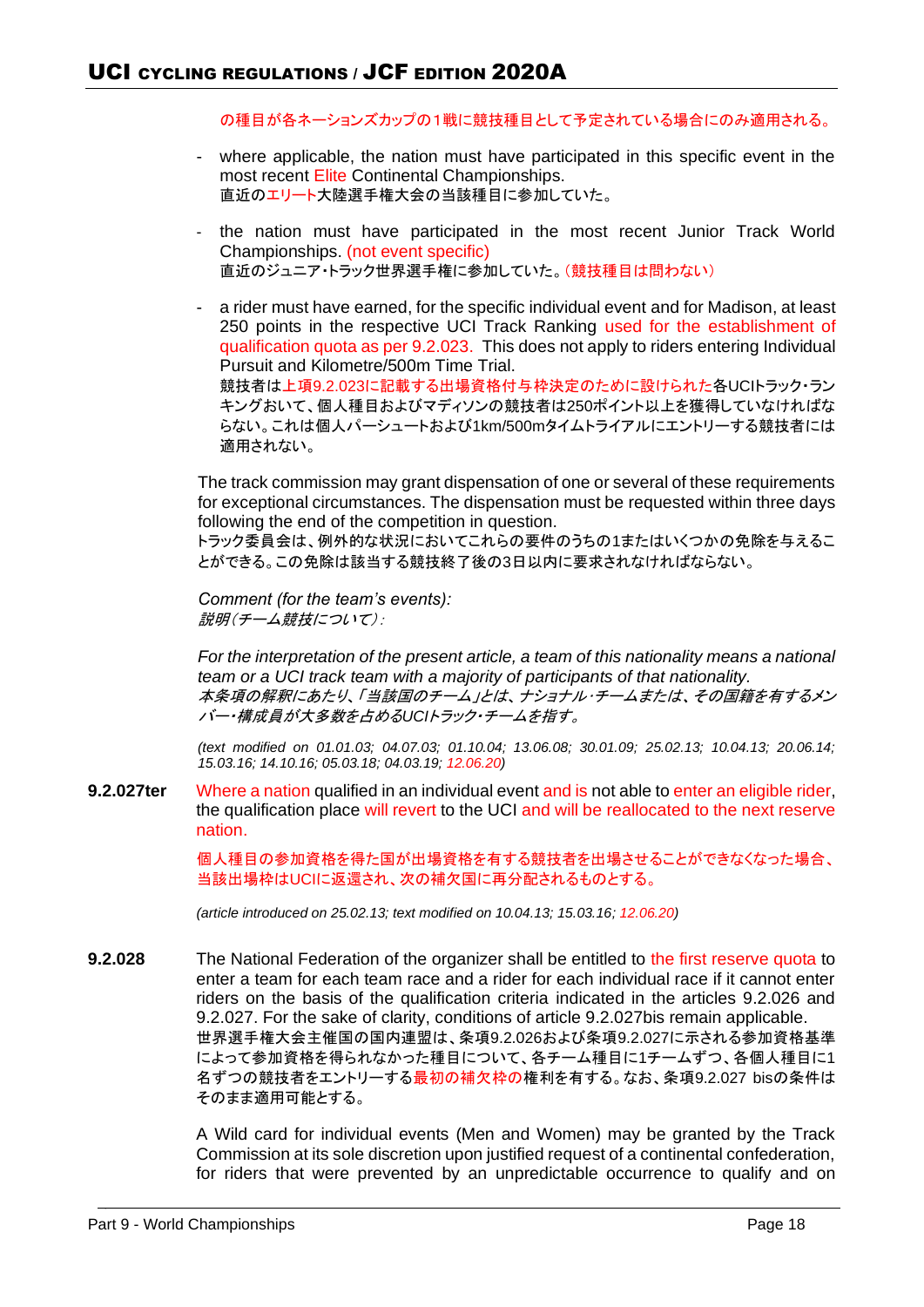の種目が各ネーションズカップの1戦に競技種目として予定されている場合にのみ適用される。

- where applicable, the nation must have participated in this specific event in the most recent Elite Continental Championships.
  直近のエリート大陸選手権大会の当該種目に参加していた。

- the nation must have participated in the most recent Junior Track World Championships. (not event specific)
  直近のジュニア・トラック世界選手権に参加していた。（競技種目は問わない）

- a rider must have earned, for the specific individual event and for Madison, at least 250 points in the respective UCI Track Ranking used for the establishment of qualification quota as per 9.2.023. This does not apply to riders entering Individual Pursuit and Kilometre/500m Time Trial.
  競技者は上項9.2.023に記載する出場資格付与枠決定のために設けられた各UCIトラック・ランキングおいて、個人種目およびマディソンの競技者は250ポイント以上を獲得していなければならない。これは個人パーシュートおよび1km/500mタイムトライアルにエントリーする競技者には適用されない。

The track commission may grant dispensation of one or several of these requirements for exceptional circumstances. The dispensation must be requested within three days following the end of the competition in question.
トラック委員会は、例外的な状況においてこれらの要件のうちの1またはいくつかの免除を与えることができる。この免除は該当する競技終了後の3日以内に要求されなければならない。

*Comment (for the team's events):*
*説明（チーム競技について）：*

*For the interpretation of the present article, a team of this nationality means a national team or a UCI track team with a majority of participants of that nationality.*
*本条項の解釈にあたり、「当該国のチーム」とは、ナショナル・チームまたは、その国籍を有するメンバー・構成員が大多数を占めるUCIトラック・チームを指す。*

*(text modified on 01.01.03; 04.07.03; 01.10.04; 13.06.08; 30.01.09; 25.02.13; 10.04.13; 20.06.14; 15.03.16; 14.10.16; 05.03.18; 04.03.19; 12.06.20)*

**9.2.027ter** Where a nation qualified in an individual event and is not able to enter an eligible rider, the qualification place will revert to the UCI and will be reallocated to the next reserve nation.

個人種目の参加資格を得た国が出場資格を有する競技者を出場させることができなくなった場合、当該出場枠はUCIに返還され、次の補欠国に再分配されるものとする。

*(article introduced on 25.02.13; text modified on 10.04.13; 15.03.16; 12.06.20)*

**9.2.028** The National Federation of the organizer shall be entitled to the first reserve quota to enter a team for each team race and a rider for each individual race if it cannot enter riders on the basis of the qualification criteria indicated in the articles 9.2.026 and 9.2.027. For the sake of clarity, conditions of article 9.2.027bis remain applicable.
世界選手権大会主催国の国内連盟は、条項9.2.026および条項9.2.027に示される参加資格基準によって参加資格を得られなかった種目について、各チーム種目に1チームずつ、各個人種目に1名ずつの競技者をエントリーする最初の補欠枠の権利を有する。なお、条項9.2.027 bisの条件はそのまま適用可能とする。

A Wild card for individual events (Men and Women) may be granted by the Track Commission at its sole discretion upon justified request of a continental confederation, for riders that were prevented by an unpredictable occurrence to qualify and on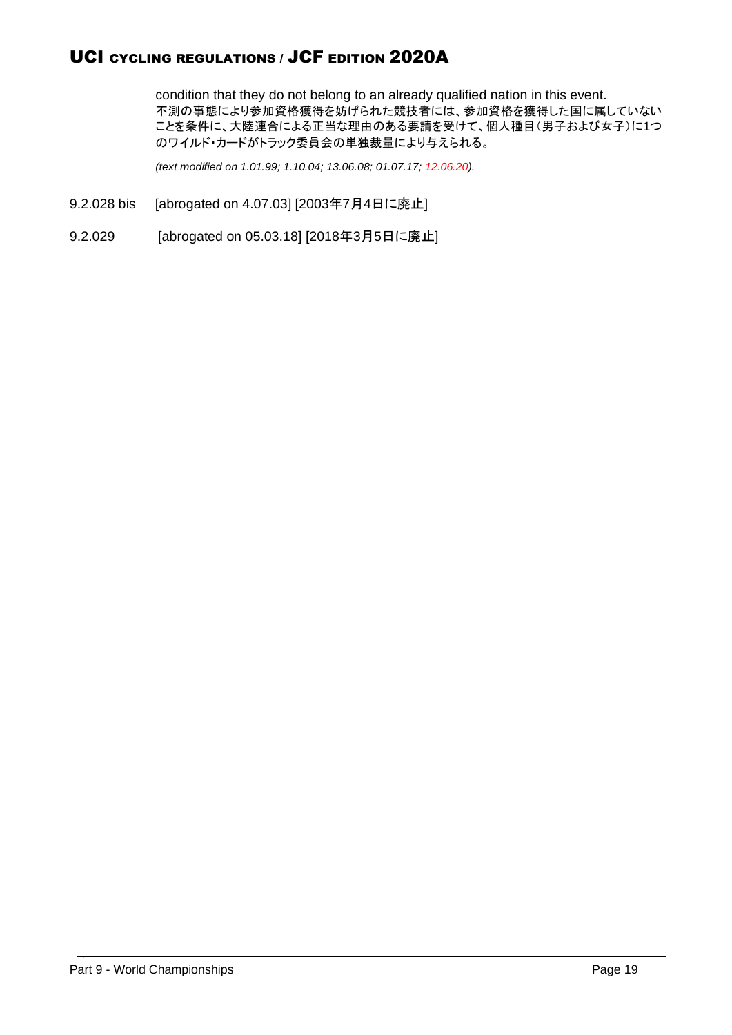condition that they do not belong to an already qualified nation in this event.
不測の事態により参加資格獲得を妨げられた競技者には、参加資格を獲得した国に属していないことを条件に、大陸連合による正当な理由のある要請を受けて、個人種目（男子および女子）に1つのワイルド・カードがトラック委員会の単独裁量により与えられる。

*(text modified on 1.01.99; 1.10.04; 13.06.08; 01.07.17; 12.06.20).*

9.2.028 bis [abrogated on 4.07.03] [2003年7月4日に廃止]

9.2.029 [abrogated on 05.03.18] [2018年3月5日に廃止]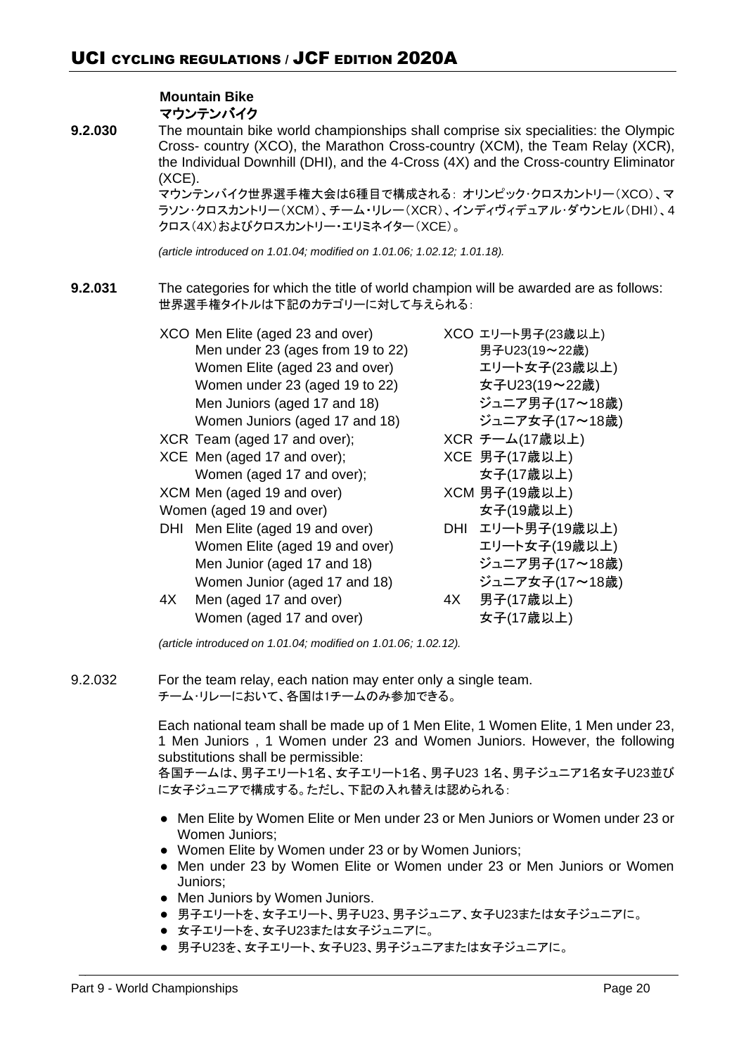### Mountain Bike
### マウンテンバイク

**9.2.030** The mountain bike world championships shall comprise six specialities: the Olympic Cross- country (XCO), the Marathon Cross-country (XCM), the Team Relay (XCR), the Individual Downhill (DHI), and the 4-Cross (4X) and the Cross-country Eliminator (XCE).

マウンテンバイク世界選手権大会は6種目で構成される: オリンピック･クロスカントリー（XCO）、マラソン･クロスカントリー（XCM）、チーム・リレー（XCR）、インディヴィデュアル･ダウンヒル（DHI）、4クロス（4X）およびクロスカントリー・エリミネイター（XCE）。

*(article introduced on 1.01.04; modified on 1.01.06; 1.02.12; 1.01.18).*

**9.2.031** The categories for which the title of world champion will be awarded are as follows:

世界選手権タイトルは下記のカテゴリーに対して与えられる:

| | | | |
|---|---|---|---|
| XCO | Men Elite (aged 23 and over) | XCO | エリート男子(23歳以上) |
| | Men under 23 (ages from 19 to 22) | | 男子U23(19〜22歳) |
| | Women Elite (aged 23 and over) | | エリート女子(23歳以上) |
| | Women under 23 (aged 19 to 22) | | 女子U23(19〜22歳) |
| | Men Juniors (aged 17 and 18) | | ジュニア男子(17〜18歳) |
| | Women Juniors (aged 17 and 18) | | ジュニア女子(17〜18歳) |
| XCR | Team (aged 17 and over); | XCR | チーム(17歳以上) |
| XCE | Men (aged 17 and over); | XCE | 男子(17歳以上) |
| | Women (aged 17 and over); | | 女子(17歳以上) |
| XCM | Men (aged 19 and over) | XCM | 男子(19歳以上) |
| | Women (aged 19 and over) | | 女子(19歳以上) |
| DHI | Men Elite (aged 19 and over) | DHI | エリート男子(19歳以上) |
| | Women Elite (aged 19 and over) | | エリート女子(19歳以上) |
| | Men Junior (aged 17 and 18) | | ジュニア男子(17〜18歳) |
| | Women Junior (aged 17 and 18) | | ジュニア女子(17〜18歳) |
| 4X | Men (aged 17 and over) | 4X | 男子(17歳以上) |
| | Women (aged 17 and over) | | 女子(17歳以上) |

*(article introduced on 1.01.04; modified on 1.01.06; 1.02.12).*

**9.2.032** For the team relay, each nation may enter only a single team.

チーム･リレーにおいて、各国は1チームのみ参加できる。

Each national team shall be made up of 1 Men Elite, 1 Women Elite, 1 Men under 23, 1 Men Juniors , 1 Women under 23 and Women Juniors. However, the following substitutions shall be permissible:

各国チームは、男子エリート1名、女子エリート1名、男子U23 1名、男子ジュニア1名女子U23並びに女子ジュニアで構成する。ただし、下記の入れ替えは認められる:

- Men Elite by Women Elite or Men under 23 or Men Juniors or Women under 23 or Women Juniors;
- Women Elite by Women under 23 or by Women Juniors;
- Men under 23 by Women Elite or Women under 23 or Men Juniors or Women Juniors;
- Men Juniors by Women Juniors.
- 男子エリートを、女子エリート、男子U23、男子ジュニア、女子U23または女子ジュニアに。
- 女子エリートを、女子U23または女子ジュニアに。
- 男子U23を、女子エリート、女子U23、男子ジュニアまたは女子ジュニアに。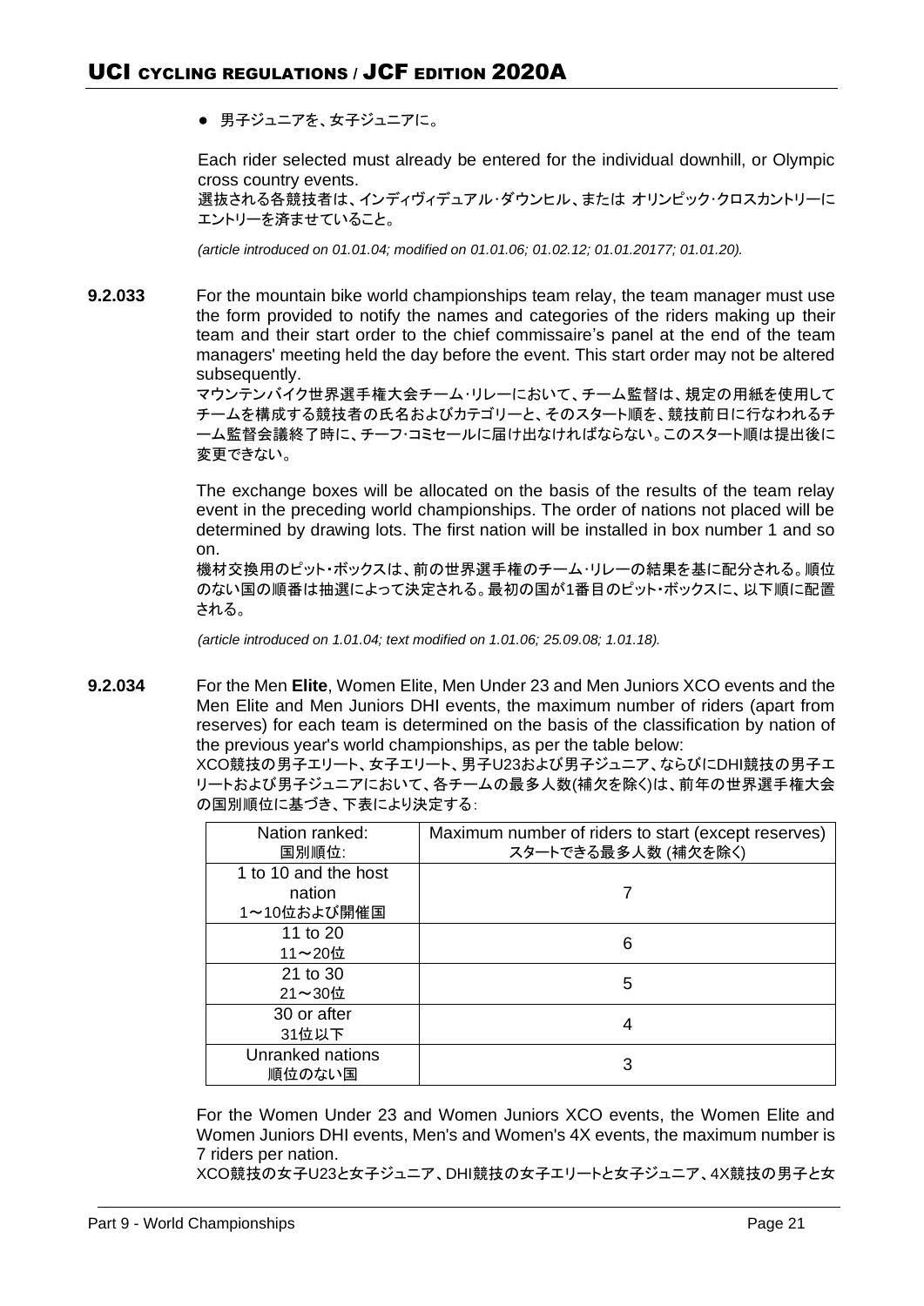- 男子ジュニアを、女子ジュニアに。

Each rider selected must already be entered for the individual downhill, or Olympic cross country events.
選抜される各競技者は、インディヴィデュアル･ダウンヒル、または オリンピック･クロスカントリーにエントリーを済ませていること。

*(article introduced on 01.01.04; modified on 01.01.06; 01.02.12; 01.01.20177; 01.01.20).*

**9.2.033** For the mountain bike world championships team relay, the team manager must use the form provided to notify the names and categories of the riders making up their team and their start order to the chief commissaire's panel at the end of the team managers' meeting held the day before the event. This start order may not be altered subsequently.
マウンテンバイク世界選手権大会チーム･リレーにおいて、チーム監督は、規定の用紙を使用してチームを構成する競技者の氏名およびカテゴリーと、そのスタート順を、競技前日に行なわれるチーム監督会議終了時に、チーフ･コミセールに届け出なければならない。このスタート順は提出後に変更できない。

The exchange boxes will be allocated on the basis of the results of the team relay event in the preceding world championships. The order of nations not placed will be determined by drawing lots. The first nation will be installed in box number 1 and so on.
機材交換用のピット･ボックスは、前の世界選手権のチーム･リレーの結果を基に配分される。順位のない国の順番は抽選によって決定される。最初の国が1番目のピット･ボックスに、以下順に配置される。

*(article introduced on 1.01.04; text modified on 1.01.06; 25.09.08; 1.01.18).*

**9.2.034** For the Men **Elite**, Women Elite, Men Under 23 and Men Juniors XCO events and the Men Elite and Men Juniors DHI events, the maximum number of riders (apart from reserves) for each team is determined on the basis of the classification by nation of the previous year's world championships, as per the table below:
XCO競技の男子エリート、女子エリート、男子U23および男子ジュニア、ならびにDHI競技の男子エリートおよび男子ジュニアにおいて、各チームの最多人数(補欠を除く)は、前年の世界選手権大会の国別順位に基づき、下表により決定する:

| Nation ranked:<br>国別順位: | Maximum number of riders to start (except reserves)<br>スタートできる最多人数 (補欠を除く) |
|---|---|
| 1 to 10 and the host nation<br>1～10位および開催国 | 7 |
| 11 to 20<br>11～20位 | 6 |
| 21 to 30<br>21～30位 | 5 |
| 30 or after<br>31位以下 | 4 |
| Unranked nations<br>順位のない国 | 3 |

For the Women Under 23 and Women Juniors XCO events, the Women Elite and Women Juniors DHI events, Men's and Women's 4X events, the maximum number is 7 riders per nation.
XCO競技の女子U23と女子ジュニア、DHI競技の女子エリートと女子ジュニア、4X競技の男子と女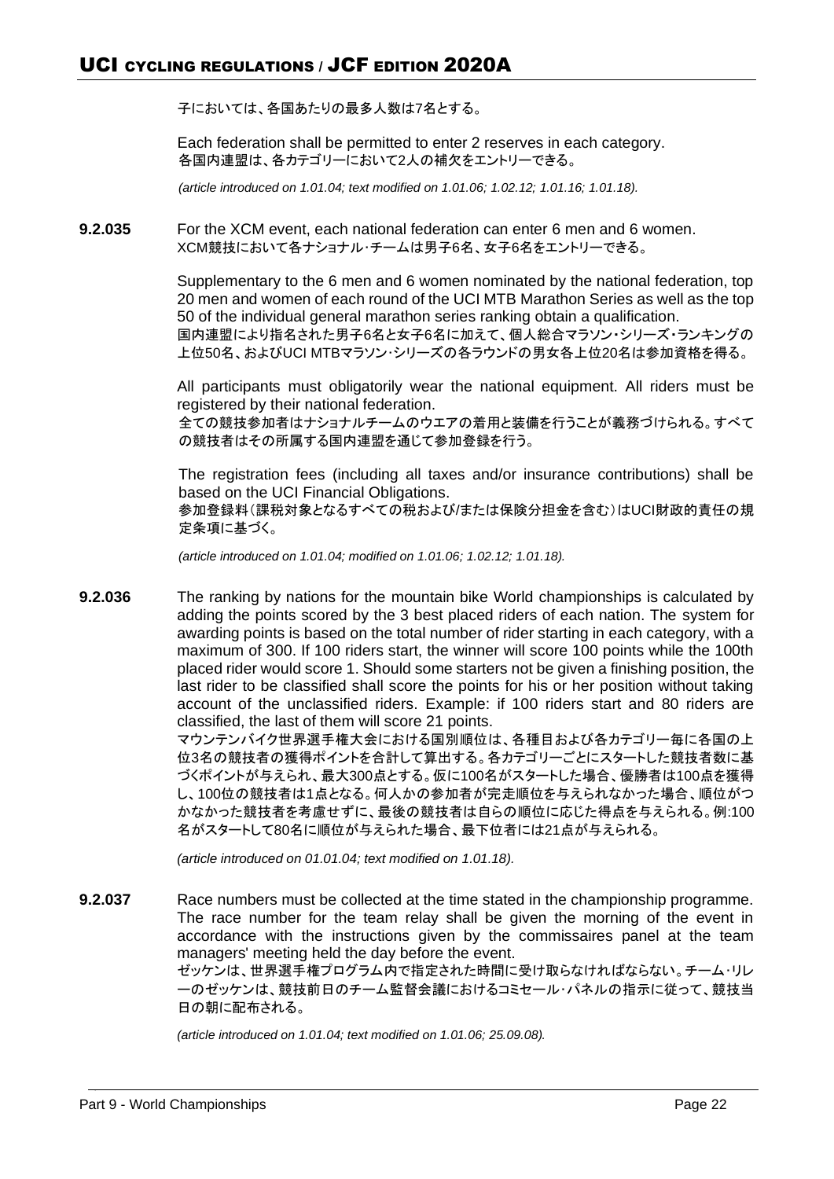子においては、各国あたりの最多人数は7名とする。

Each federation shall be permitted to enter 2 reserves in each category.
各国内連盟は、各カテゴリーにおいて2人の補欠をエントリーできる。

*(article introduced on 1.01.04; text modified on 1.01.06; 1.02.12; 1.01.16; 1.01.18).*

**9.2.035** For the XCM event, each national federation can enter 6 men and 6 women.
XCM競技において各ナショナル・チームは男子6名、女子6名をエントリーできる。

Supplementary to the 6 men and 6 women nominated by the national federation, top 20 men and women of each round of the UCI MTB Marathon Series as well as the top 50 of the individual general marathon series ranking obtain a qualification.
国内連盟により指名された男子6名と女子6名に加えて、個人総合マラソン・シリーズ・ランキングの上位50名、およびUCI MTBマラソン･シリーズの各ラウンドの男女各上位20名は参加資格を得る。

All participants must obligatorily wear the national equipment. All riders must be registered by their national federation.
全ての競技参加者はナショナルチームのウエアの着用と装備を行うことが義務づけられる。すべての競技者はその所属する国内連盟を通じて参加登録を行う。

The registration fees (including all taxes and/or insurance contributions) shall be based on the UCI Financial Obligations.
参加登録料（課税対象となるすべての税および/または保険分担金を含む）はUCI財政的責任の規定条項に基づく。

*(article introduced on 1.01.04; modified on 1.01.06; 1.02.12; 1.01.18).*

**9.2.036** The ranking by nations for the mountain bike World championships is calculated by adding the points scored by the 3 best placed riders of each nation. The system for awarding points is based on the total number of rider starting in each category, with a maximum of 300. If 100 riders start, the winner will score 100 points while the 100th placed rider would score 1. Should some starters not be given a finishing position, the last rider to be classified shall score the points for his or her position without taking account of the unclassified riders. Example: if 100 riders start and 80 riders are classified, the last of them will score 21 points.
マウンテンバイク世界選手権大会における国別順位は、各種目および各カテゴリー毎に各国の上位3名の競技者の獲得ポイントを合計して算出する。各カテゴリーごとにスタートした競技者数に基づくポイントが与えられ、最大300点とする。仮に100名がスタートした場合、優勝者は100点を獲得し、100位の競技者は1点となる。何人かの参加者が完走順位を与えられなかった場合、順位がつかなかった競技者を考慮せずに、最後の競技者は自らの順位に応じた得点を与えられる。例:100名がスタートして80名に順位が与えられた場合、最下位者には21点が与えられる。

*(article introduced on 01.01.04; text modified on 1.01.18).*

**9.2.037** Race numbers must be collected at the time stated in the championship programme. The race number for the team relay shall be given the morning of the event in accordance with the instructions given by the commissaires panel at the team managers' meeting held the day before the event.
ゼッケンは、世界選手権プログラム内で指定された時間に受け取らなければならない。チーム･リレーのゼッケンは、競技前日のチーム監督会議におけるコミセール･パネルの指示に従って、競技当日の朝に配布される。

*(article introduced on 1.01.04; text modified on 1.01.06; 25.09.08).*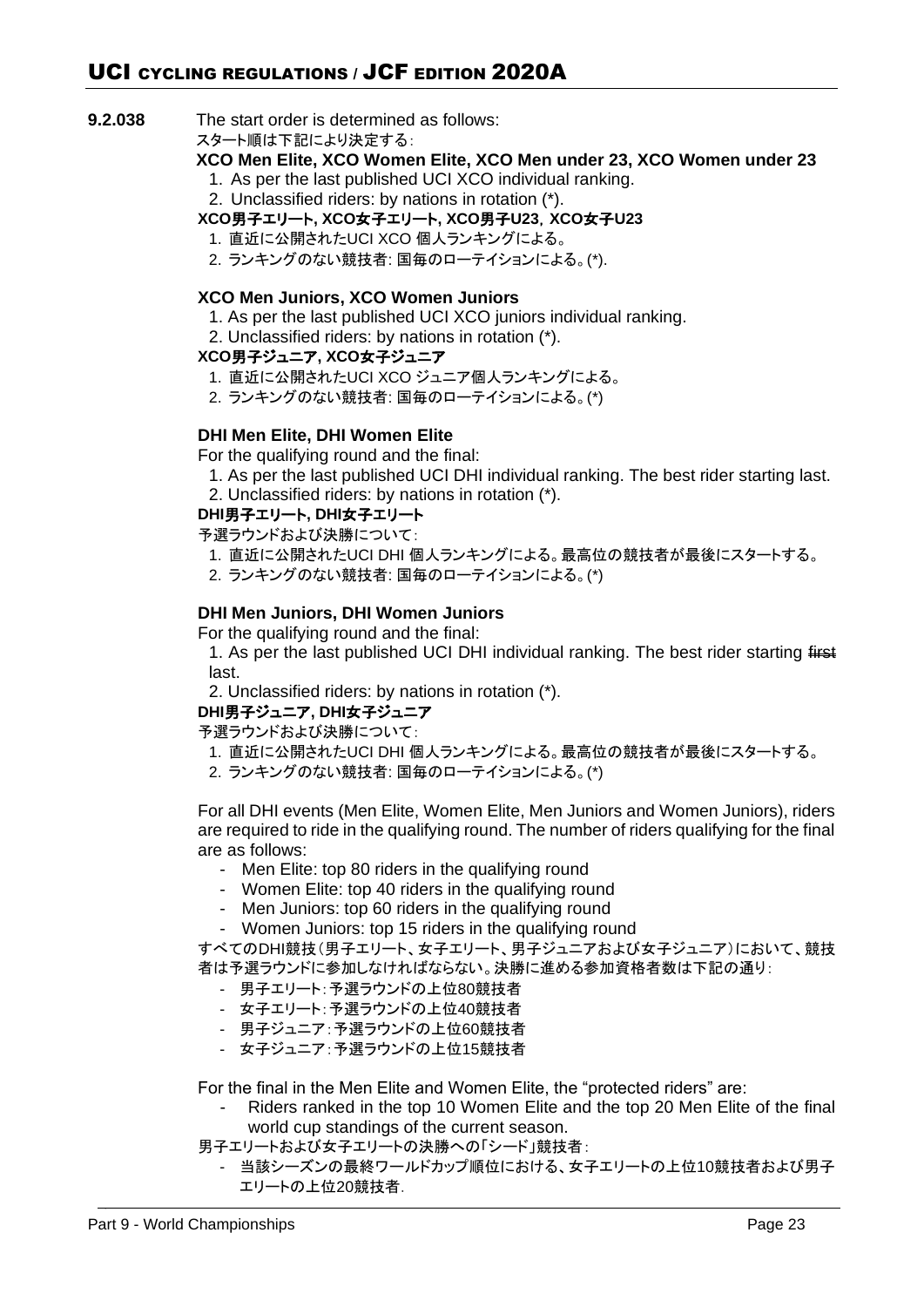**9.2.038** The start order is determined as follows:
スタート順は下記により決定する：

**XCO Men Elite, XCO Women Elite, XCO Men under 23, XCO Women under 23**

1. As per the last published UCI XCO individual ranking.
2. Unclassified riders: by nations in rotation (*).

**XCO男子エリート, XCO女子エリート, XCO男子U23，XCO女子U23**

1. 直近に公開されたUCI XCO 個人ランキングによる。
2. ランキングのない競技者: 国毎のローテイションによる。(*).

**XCO Men Juniors, XCO Women Juniors**

1. As per the last published UCI XCO juniors individual ranking.
2. Unclassified riders: by nations in rotation (*).

**XCO男子ジュニア, XCO女子ジュニア**

1. 直近に公開されたUCI XCO ジュニア個人ランキングによる。
2. ランキングのない競技者: 国毎のローテイションによる。(*)

**DHI Men Elite, DHI Women Elite**

For the qualifying round and the final:

1. As per the last published UCI DHI individual ranking. The best rider starting last.
2. Unclassified riders: by nations in rotation (*).

**DHI男子エリート, DHI女子エリート**

予選ラウンドおよび決勝について：

1. 直近に公開されたUCI DHI 個人ランキングによる。最高位の競技者が最後にスタートする。
2. ランキングのない競技者: 国毎のローテイションによる。(*)

**DHI Men Juniors, DHI Women Juniors**

For the qualifying round and the final:

1. As per the last published UCI DHI individual ranking. The best rider starting ~~first~~ last.
2. Unclassified riders: by nations in rotation (*).

**DHI男子ジュニア, DHI女子ジュニア**

予選ラウンドおよび決勝について：

1. 直近に公開されたUCI DHI 個人ランキングによる。最高位の競技者が最後にスタートする。
2. ランキングのない競技者: 国毎のローテイションによる。(*)

For all DHI events (Men Elite, Women Elite, Men Juniors and Women Juniors), riders are required to ride in the qualifying round. The number of riders qualifying for the final are as follows:

- Men Elite: top 80 riders in the qualifying round
- Women Elite: top 40 riders in the qualifying round
- Men Juniors: top 60 riders in the qualifying round
- Women Juniors: top 15 riders in the qualifying round

すべてのDHI競技（男子エリート、女子エリート、男子ジュニアおよび女子ジュニア）において、競技者は予選ラウンドに参加しなければならない。決勝に進める参加資格者数は下記の通り：

- 男子エリート：予選ラウンドの上位80競技者
- 女子エリート：予選ラウンドの上位40競技者
- 男子ジュニア：予選ラウンドの上位60競技者
- 女子ジュニア：予選ラウンドの上位15競技者

For the final in the Men Elite and Women Elite, the “protected riders” are:

- Riders ranked in the top 10 Women Elite and the top 20 Men Elite of the final world cup standings of the current season.

男子エリートおよび女子エリートの決勝への「シード」競技者：

- 当該シーズンの最終ワールドカップ順位における、女子エリートの上位10競技者および男子エリートの上位20競技者.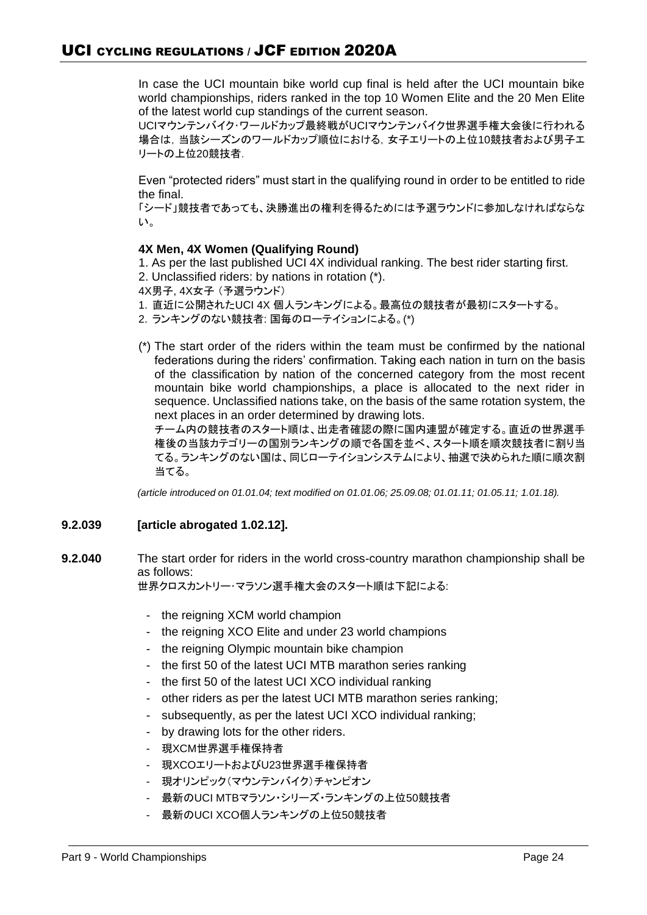In case the UCI mountain bike world cup final is held after the UCI mountain bike world championships, riders ranked in the top 10 Women Elite and the 20 Men Elite of the latest world cup standings of the current season.
UCIマウンテンバイク･ワールドカップ最終戦がUCIマウンテンバイク世界選手権大会後に行われる場合は，当該シーズンのワールドカップ順位における，女子エリートの上位10競技者および男子エリートの上位20競技者．

Even "protected riders" must start in the qualifying round in order to be entitled to ride the final.
「シード」競技者であっても、決勝進出の権利を得るためには予選ラウンドに参加しなければならない。

**4X Men, 4X Women (Qualifying Round)**

1. As per the last published UCI 4X individual ranking. The best rider starting first.
2. Unclassified riders: by nations in rotation (*).

4X男子, 4X女子（予選ラウンド）

1. 直近に公開されたUCI 4X 個人ランキングによる。最高位の競技者が最初にスタートする。
2. ランキングのない競技者: 国毎のローテイションによる。(*)

(*) The start order of the riders within the team must be confirmed by the national federations during the riders' confirmation. Taking each nation in turn on the basis of the classification by nation of the concerned category from the most recent mountain bike world championships, a place is allocated to the next rider in sequence. Unclassified nations take, on the basis of the same rotation system, the next places in an order determined by drawing lots.
チーム内の競技者のスタート順は、出走者確認の際に国内連盟が確定する。直近の世界選手権後の当該カテゴリーの国別ランキングの順で各国を並べ、スタート順を順次競技者に割り当てる。ランキングのない国は、同じローテイションシステムにより、抽選で決められた順に順次割当てる。

*(article introduced on 01.01.04; text modified on 01.01.06; 25.09.08; 01.01.11; 01.05.11; 1.01.18).*

**9.2.039** **[article abrogated 1.02.12].**

**9.2.040** The start order for riders in the world cross-country marathon championship shall be as follows:
世界クロスカントリー･マラソン選手権大会のスタート順は下記による:

- the reigning XCM world champion
- the reigning XCO Elite and under 23 world champions
- the reigning Olympic mountain bike champion
- the first 50 of the latest UCI MTB marathon series ranking
- the first 50 of the latest UCI XCO individual ranking
- other riders as per the latest UCI MTB marathon series ranking;
- subsequently, as per the latest UCI XCO individual ranking;
- by drawing lots for the other riders.
- 現XCM世界選手権保持者
- 現XCOエリートおよびU23世界選手権保持者
- 現オリンピック（マウンテンバイク）チャンピオン
- 最新のUCI MTBマラソン･シリーズ･ランキングの上位50競技者
- 最新のUCI XCO個人ランキングの上位50競技者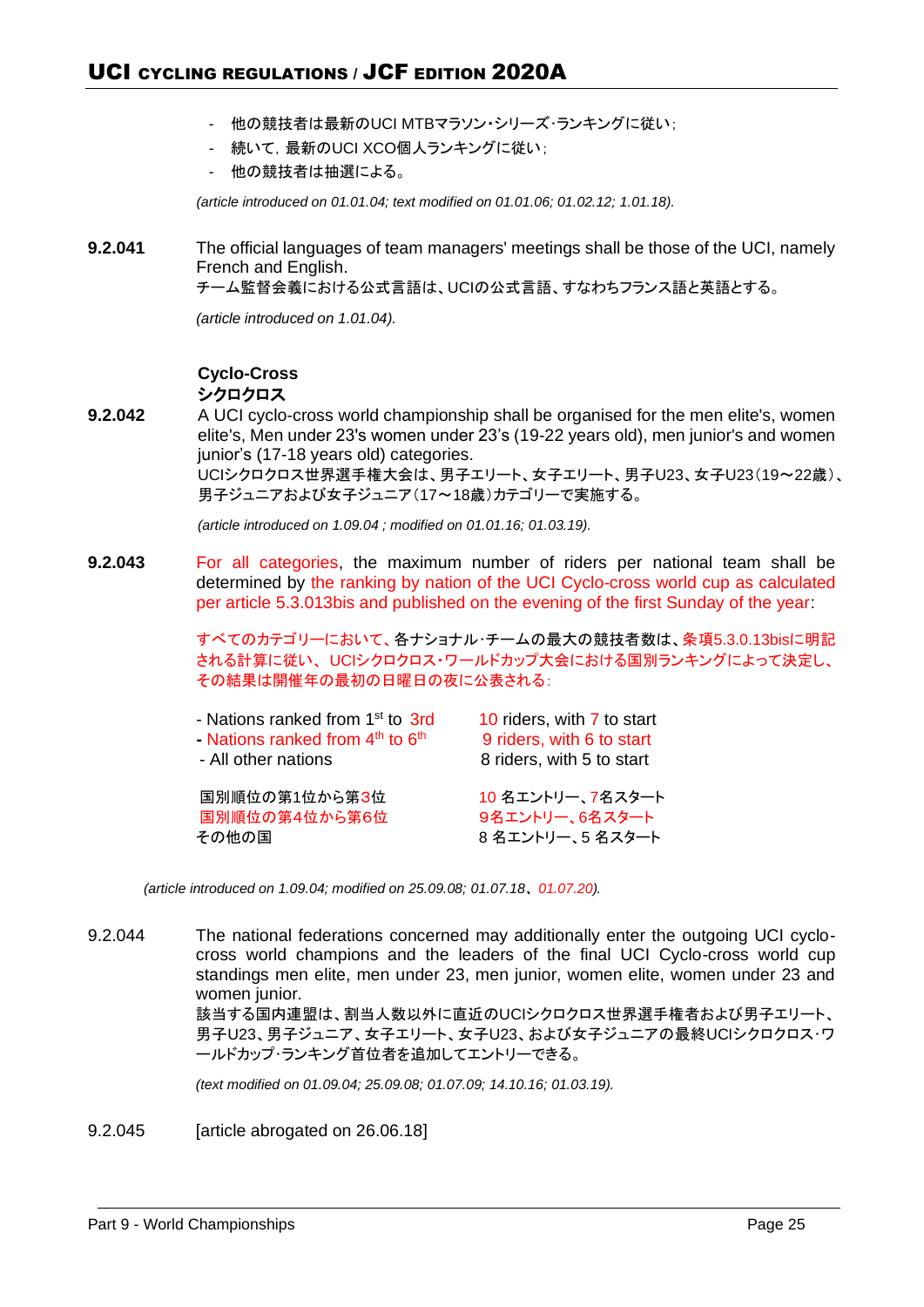- 他の競技者は最新のUCI MTBマラソン･シリーズ･ランキングに従い；
- 続いて，最新のUCI XCO個人ランキングに従い；
- 他の競技者は抽選による。

*(article introduced on 01.01.04; text modified on 01.01.06; 01.02.12; 1.01.18).*

**9.2.041** The official languages of team managers' meetings shall be those of the UCI, namely French and English.
チーム監督会義における公式言語は、UCIの公式言語、すなわちフランス語と英語とする。

*(article introduced on 1.01.04).*

### Cyclo-Cross
### シクロクロス

**9.2.042** A UCI cyclo-cross world championship shall be organised for the men elite's, women elite's, Men under 23's women under 23's (19-22 years old), men junior's and women junior's (17-18 years old) categories.
UCIシクロクロス世界選手権大会は、男子エリート、女子エリート、男子U23、女子U23（19～22歳）、男子ジュニアおよび女子ジュニア（17～18歳）カテゴリーで実施する。

*(article introduced on 1.09.04 ; modified on 01.01.16; 01.03.19).*

**9.2.043** For all categories, the maximum number of riders per national team shall be determined by the ranking by nation of the UCI Cyclo-cross world cup as calculated per article 5.3.013bis and published on the evening of the first Sunday of the year:

すべてのカテゴリーにおいて、各ナショナル･チームの最大の競技者数は、条項5.3.0.13bisに明記される計算に従い、UCIシクロクロス･ワールドカップ大会における国別ランキングによって決定し、その結果は開催年の最初の日曜日の夜に公表される：

| | |
|---|---|
| - Nations ranked from 1st to 3rd | 10 riders, with 7 to start |
| - Nations ranked from 4th to 6th | 9 riders, with 6 to start |
| - All other nations | 8 riders, with 5 to start |
| 国別順位の第1位から第3位 | 10 名エントリー、7名スタート |
| 国別順位の第4位から第6位 | 9名エントリー、6名スタート |
| その他の国 | 8 名エントリー、5 名スタート |

*(article introduced on 1.09.04; modified on 25.09.08; 01.07.18、01.07.20).*

9.2.044 The national federations concerned may additionally enter the outgoing UCI cyclo-cross world champions and the leaders of the final UCI Cyclo-cross world cup standings men elite, men under 23, men junior, women elite, women under 23 and women junior.
該当する国内連盟は、割当人数以外に直近のUCIシクロクロス世界選手権者および男子エリート、男子U23、男子ジュニア、女子エリート、女子U23、および女子ジュニアの最終UCIシクロクロス･ワールドカップ･ランキング首位者を追加してエントリーできる。

*(text modified on 01.09.04; 25.09.08; 01.07.09; 14.10.16; 01.03.19).*

9.2.045 [article abrogated on 26.06.18]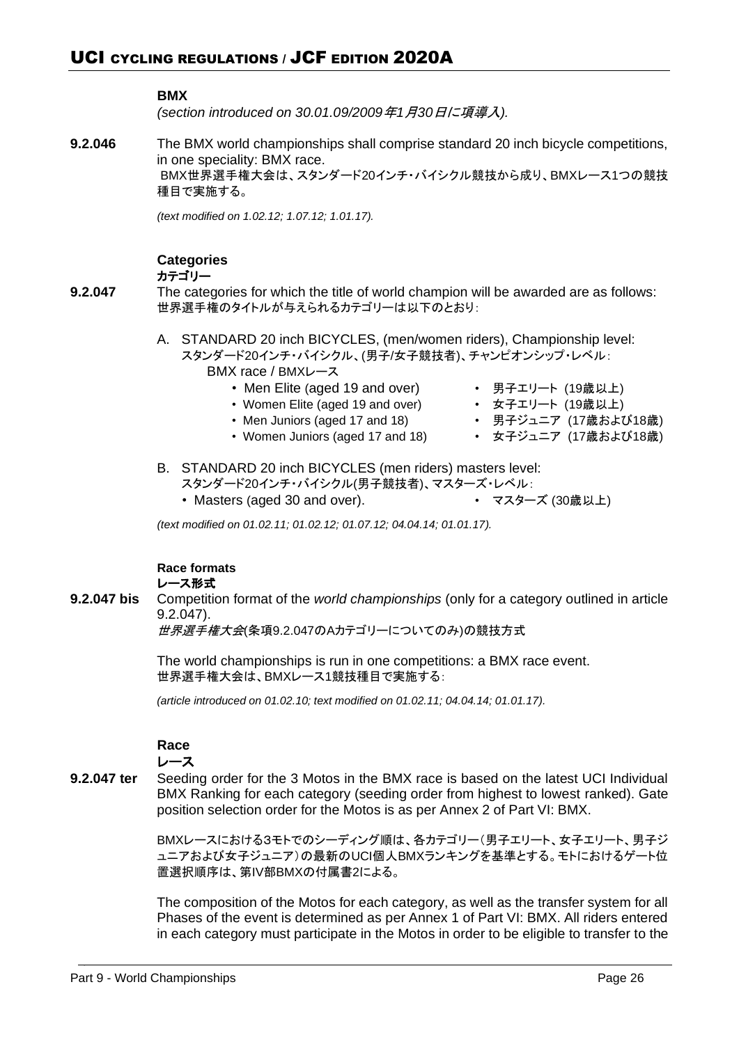## BMX

*(section introduced on 30.01.09/2009年1月30日に項導入).*

**9.2.046** The BMX world championships shall comprise standard 20 inch bicycle competitions, in one speciality: BMX race.
BMX世界選手権大会は、スタンダード20インチ・バイシクル競技から成り、BMXレース1つの競技種目で実施する。

*(text modified on 1.02.12; 1.07.12; 1.01.17).*

### Categories
### カテゴリー

**9.2.047** The categories for which the title of world champion will be awarded are as follows:
世界選手権のタイトルが与えられるカテゴリーは以下のとおり：

A. STANDARD 20 inch BICYCLES, (men/women riders), Championship level:
スタンダード20インチ・バイシクル、(男子/女子競技者)、チャンピオンシップ・レベル：
BMX race / BMXレース

- Men Elite (aged 19 and over) • 男子エリート (19歳以上)
- Women Elite (aged 19 and over) • 女子エリート (19歳以上)
- Men Juniors (aged 17 and 18) • 男子ジュニア (17歳および18歳)
- Women Juniors (aged 17 and 18) • 女子ジュニア (17歳および18歳)

B. STANDARD 20 inch BICYCLES (men riders) masters level:
スタンダード20インチ・バイシクル(男子競技者)、マスターズ・レベル：

- Masters (aged 30 and over). • マスターズ (30歳以上)

*(text modified on 01.02.11; 01.02.12; 01.07.12; 04.04.14; 01.01.17).*

### Race formats
### レース形式

**9.2.047 bis** Competition format of the *world championships* (only for a category outlined in article 9.2.047).
*世界選手権大会*(条項9.2.047のAカテゴリーについてのみ)の競技方式

The world championships is run in one competitions: a BMX race event.
世界選手権大会は、BMXレース1競技種目で実施する：

*(article introduced on 01.02.10; text modified on 01.02.11; 04.04.14; 01.01.17).*

### Race
### レース

**9.2.047 ter** Seeding order for the 3 Motos in the BMX race is based on the latest UCI Individual BMX Ranking for each category (seeding order from highest to lowest ranked). Gate position selection order for the Motos is as per Annex 2 of Part VI: BMX.

BMXレースにおける3モトでのシーディング順は、各カテゴリー（男子エリート、女子エリート、男子ジュニアおよび女子ジュニア）の最新のUCI個人BMXランキングを基準とする。モトにおけるゲート位置選択順序は、第IV部BMXの付属書2による。

The composition of the Motos for each category, as well as the transfer system for all Phases of the event is determined as per Annex 1 of Part VI: BMX. All riders entered in each category must participate in the Motos in order to be eligible to transfer to the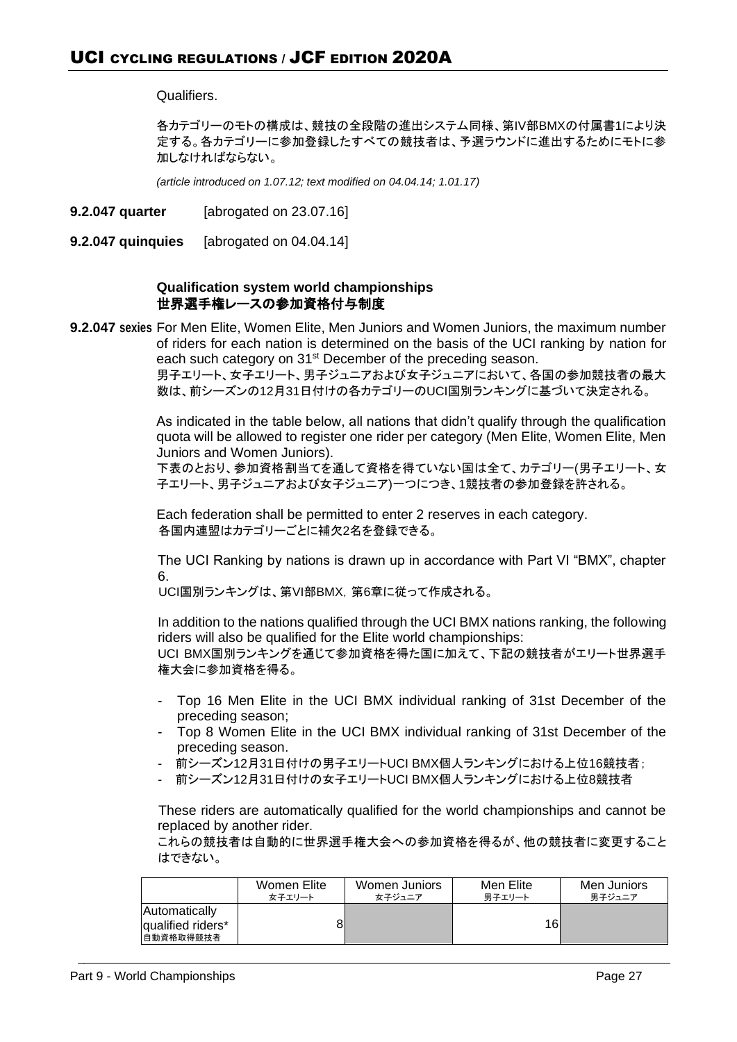Qualifiers.

各カテゴリーのモトの構成は、競技の全段階の進出システム同様、第IV部BMXの付属書1により決定する。各カテゴリーに参加登録したすべての競技者は、予選ラウンドに進出するためにモトに参加しなければならない。

*(article introduced on 1.07.12; text modified on 04.04.14; 1.01.17)*

**9.2.047 quarter** [abrogated on 23.07.16]

**9.2.047 quinquies** [abrogated on 04.04.14]

### Qualification system world championships
### 世界選手権レースの参加資格付与制度

**9.2.047 sexies** For Men Elite, Women Elite, Men Juniors and Women Juniors, the maximum number of riders for each nation is determined on the basis of the UCI ranking by nation for each such category on 31st December of the preceding season.
男子エリート、女子エリート、男子ジュニアおよび女子ジュニアにおいて、各国の参加競技者の最大数は、前シーズンの12月31日付けの各カテゴリーのUCI国別ランキングに基づいて決定される。

As indicated in the table below, all nations that didn't qualify through the qualification quota will be allowed to register one rider per category (Men Elite, Women Elite, Men Juniors and Women Juniors).
下表のとおり、参加資格割当てを通して資格を得ていない国は全て、カテゴリー(男子エリート、女子エリート、男子ジュニアおよび女子ジュニア)一つにつき、1競技者の参加登録を許される。

Each federation shall be permitted to enter 2 reserves in each category.
各国内連盟はカテゴリーごとに補欠2名を登録できる。

The UCI Ranking by nations is drawn up in accordance with Part VI "BMX", chapter 6.
UCI国別ランキングは、第VI部BMX, 第6章に従って作成される。

In addition to the nations qualified through the UCI BMX nations ranking, the following riders will also be qualified for the Elite world championships:
UCI BMX国別ランキングを通じて参加資格を得た国に加えて、下記の競技者がエリート世界選手権大会に参加資格を得る。

- Top 16 Men Elite in the UCI BMX individual ranking of 31st December of the preceding season;
- Top 8 Women Elite in the UCI BMX individual ranking of 31st December of the preceding season.
- 前シーズン12月31日付けの男子エリートUCI BMX個人ランキングにおける上位16競技者；
- 前シーズン12月31日付けの女子エリートUCI BMX個人ランキングにおける上位8競技者

These riders are automatically qualified for the world championships and cannot be replaced by another rider.
これらの競技者は自動的に世界選手権大会への参加資格を得るが、他の競技者に変更することはできない。

| | Women Elite 女子エリート | Women Juniors 女子ジュニア | Men Elite 男子エリート | Men Juniors 男子ジュニア |
|---|---|---|---|---|
| Automatically qualified riders* 自動資格取得競技者 | 8 | | 16 | |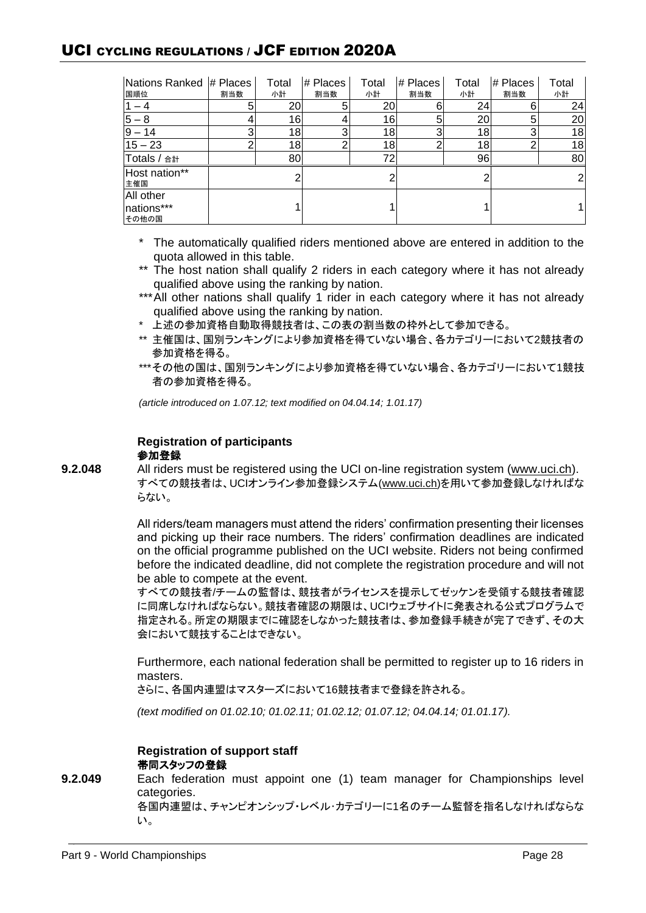| Nations Ranked 国順位 | # Places 割当数 | Total 小計 | # Places 割当数 | Total 小計 | # Places 割当数 | Total 小計 | # Places 割当数 | Total 小計 |
|---|---|---|---|---|---|---|---|---|
| 1 – 4 | 5 | 20 | 5 | 20 | 6 | 24 | 6 | 24 |
| 5 – 8 | 4 | 16 | 4 | 16 | 5 | 20 | 5 | 20 |
| 9 – 14 | 3 | 18 | 3 | 18 | 3 | 18 | 3 | 18 |
| 15 – 23 | 2 | 18 | 2 | 18 | 2 | 18 | 2 | 18 |
| Totals / 合計 | | 80 | | 72 | | 96 | | 80 |
| Host nation** 主催国 | | 2 | | 2 | | 2 | | 2 |
| All other nations*** その他の国 | | 1 | | 1 | | 1 | | 1 |

\* The automatically qualified riders mentioned above are entered in addition to the quota allowed in this table.

** The host nation shall qualify 2 riders in each category where it has not already qualified above using the ranking by nation.

*** All other nations shall qualify 1 rider in each category where it has not already qualified above using the ranking by nation.

\* 上述の参加資格自動取得競技者は、この表の割当数の枠外として参加できる。

** 主催国は、国別ランキングにより参加資格を得ていない場合、各カテゴリーにおいて2競技者の参加資格を得る。

*** その他の国は、国別ランキングにより参加資格を得ていない場合、各カテゴリーにおいて1競技者の参加資格を得る。

*(article introduced on 1.07.12; text modified on 04.04.14; 1.01.17)*

### Registration of participants
### 参加登録

**9.2.048** All riders must be registered using the UCI on-line registration system (www.uci.ch).
すべての競技者は、UCIオンライン参加登録システム(www.uci.ch)を用いて参加登録しなければならない。

All riders/team managers must attend the riders' confirmation presenting their licenses and picking up their race numbers. The riders' confirmation deadlines are indicated on the official programme published on the UCI website. Riders not being confirmed before the indicated deadline, did not complete the registration procedure and will not be able to compete at the event.
すべての競技者/チームの監督は、競技者がライセンスを提示してゼッケンを受領する競技者確認に同席しなければならない。競技者確認の期限は、UCIウェブサイトに発表される公式プログラムで指定される。所定の期限までに確認をしなかった競技者は、参加登録手続きが完了できず、その大会において競技することはできない。

Furthermore, each national federation shall be permitted to register up to 16 riders in masters.
さらに、各国内連盟はマスターズにおいて16競技者まで登録を許される。

*(text modified on 01.02.10; 01.02.11; 01.02.12; 01.07.12; 04.04.14; 01.01.17).*

### Registration of support staff
### 帯同スタッフの登録

**9.2.049** Each federation must appoint one (1) team manager for Championships level categories.
各国内連盟は、チャンピオンシップ・レベル・カテゴリーに1名のチーム監督を指名しなければならない。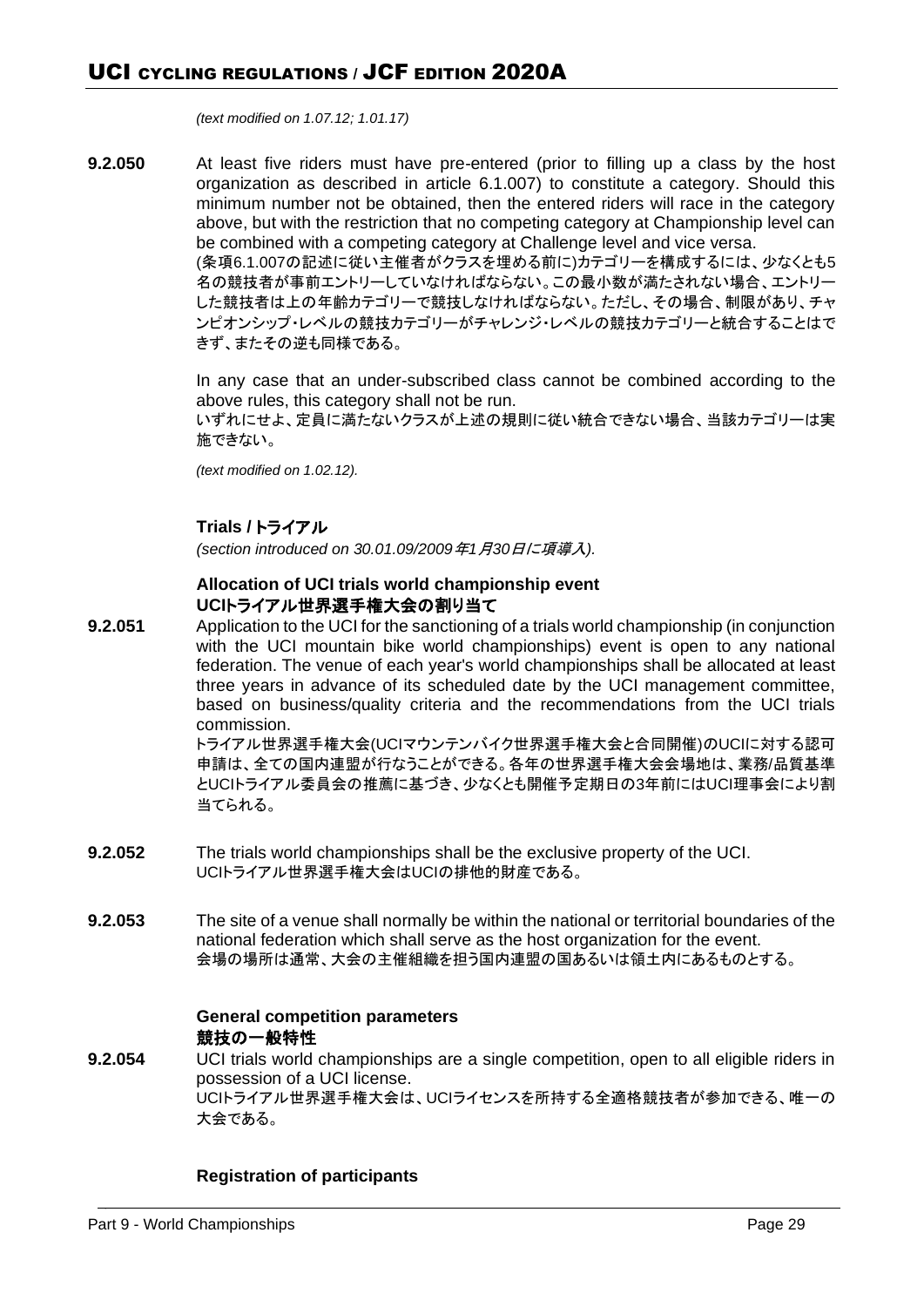*(text modified on 1.07.12; 1.01.17)*

**9.2.050** At least five riders must have pre-entered (prior to filling up a class by the host organization as described in article 6.1.007) to constitute a category. Should this minimum number not be obtained, then the entered riders will race in the category above, but with the restriction that no competing category at Championship level can be combined with a competing category at Challenge level and vice versa.
(条項6.1.007の記述に従い主催者がクラスを埋める前に)カテゴリーを構成するには、少なくとも5名の競技者が事前エントリーしていなければならない。この最小数が満たされない場合、エントリーした競技者は上の年齢カテゴリーで競技しなければならない。ただし、その場合、制限があり、チャンピオンシップ・レベルの競技カテゴリーがチャレンジ・レベルの競技カテゴリーと統合することはできず、またその逆も同様である。

In any case that an under-subscribed class cannot be combined according to the above rules, this category shall not be run.
いずれにせよ、定員に満たないクラスが上述の規則に従い統合できない場合、当該カテゴリーは実施できない。

*(text modified on 1.02.12).*

### Trials / トライアル

*(section introduced on 30.01.09/2009年1月30日に項導入).*

#### Allocation of UCI trials world championship event
#### UCIトライアル世界選手権大会の割り当て

**9.2.051** Application to the UCI for the sanctioning of a trials world championship (in conjunction with the UCI mountain bike world championships) event is open to any national federation. The venue of each year's world championships shall be allocated at least three years in advance of its scheduled date by the UCI management committee, based on business/quality criteria and the recommendations from the UCI trials commission.
トライアル世界選手権大会(UCIマウンテンバイク世界選手権大会と合同開催)のUCIに対する認可申請は、全ての国内連盟が行なうことができる。各年の世界選手権大会会場地は、業務/品質基準とUCIトライアル委員会の推薦に基づき、少なくとも開催予定期日の3年前にはUCI理事会により割当てられる。

**9.2.052** The trials world championships shall be the exclusive property of the UCI.
UCIトライアル世界選手権大会はUCIの排他的財産である。

**9.2.053** The site of a venue shall normally be within the national or territorial boundaries of the national federation which shall serve as the host organization for the event.
会場の場所は通常、大会の主催組織を担う国内連盟の国あるいは領土内にあるものとする。

#### General competition parameters
#### 競技の一般特性

**9.2.054** UCI trials world championships are a single competition, open to all eligible riders in possession of a UCI license.
UCIトライアル世界選手権大会は、UCIライセンスを所持する全適格競技者が参加できる、唯一の大会である。

#### Registration of participants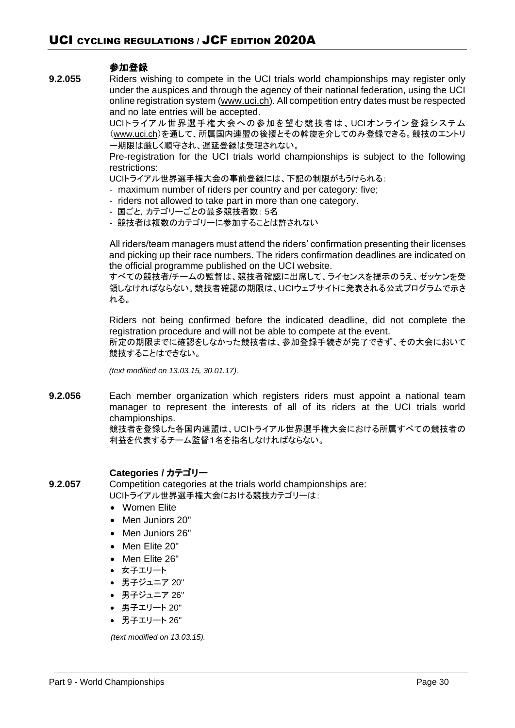### 参加登録

**9.2.055** Riders wishing to compete in the UCI trials world championships may register only under the auspices and through the agency of their national federation, using the UCI online registration system (www.uci.ch). All competition entry dates must be respected and no late entries will be accepted.

UCIトライアル世界選手権大会への参加を望む競技者は、UCIオンライン登録システム（www.uci.ch）を通して、所属国内連盟の後援とその斡旋を介してのみ登録できる。競技のエントリー期限は厳しく順守され、遅延登録は受理されない。

Pre-registration for the UCI trials world championships is subject to the following restrictions:

UCIトライアル世界選手権大会の事前登録には、下記の制限がもうけられる:

- maximum number of riders per country and per category: five;
- riders not allowed to take part in more than one category.

- 国ごと，カテゴリーごとの最多競技者数：5名
- 競技者は複数のカテゴリーに参加することは許されない

All riders/team managers must attend the riders' confirmation presenting their licenses and picking up their race numbers. The riders confirmation deadlines are indicated on the official programme published on the UCI website.

すべての競技者/チームの監督は、競技者確認に出席して、ライセンスを提示のうえ、ゼッケンを受領しなければならない。競技者確認の期限は、UCIウェブサイトに発表される公式プログラムで示される。

Riders not being confirmed before the indicated deadline, did not complete the registration procedure and will not be able to compete at the event.

所定の期限までに確認をしなかった競技者は、参加登録手続きが完了できず、その大会において競技することはできない。

*(text modified on 13.03.15, 30.01.17).*

**9.2.056** Each member organization which registers riders must appoint a national team manager to represent the interests of all of its riders at the UCI trials world championships.

競技者を登録した各国内連盟は、UCIトライアル世界選手権大会における所属すべての競技者の利益を代表するチーム監督1名を指名しなければならない。

### Categories / カテゴリー

**9.2.057** Competition categories at the trials world championships are:

UCIトライアル世界選手権大会における競技カテゴリーは:

- Women Elite
- Men Juniors 20"
- Men Juniors 26"
- Men Elite 20"
- Men Elite 26"
- 女子エリート
- 男子ジュニア 20"
- 男子ジュニア 26"
- 男子エリート 20"
- 男子エリート 26"

*(text modified on 13.03.15).*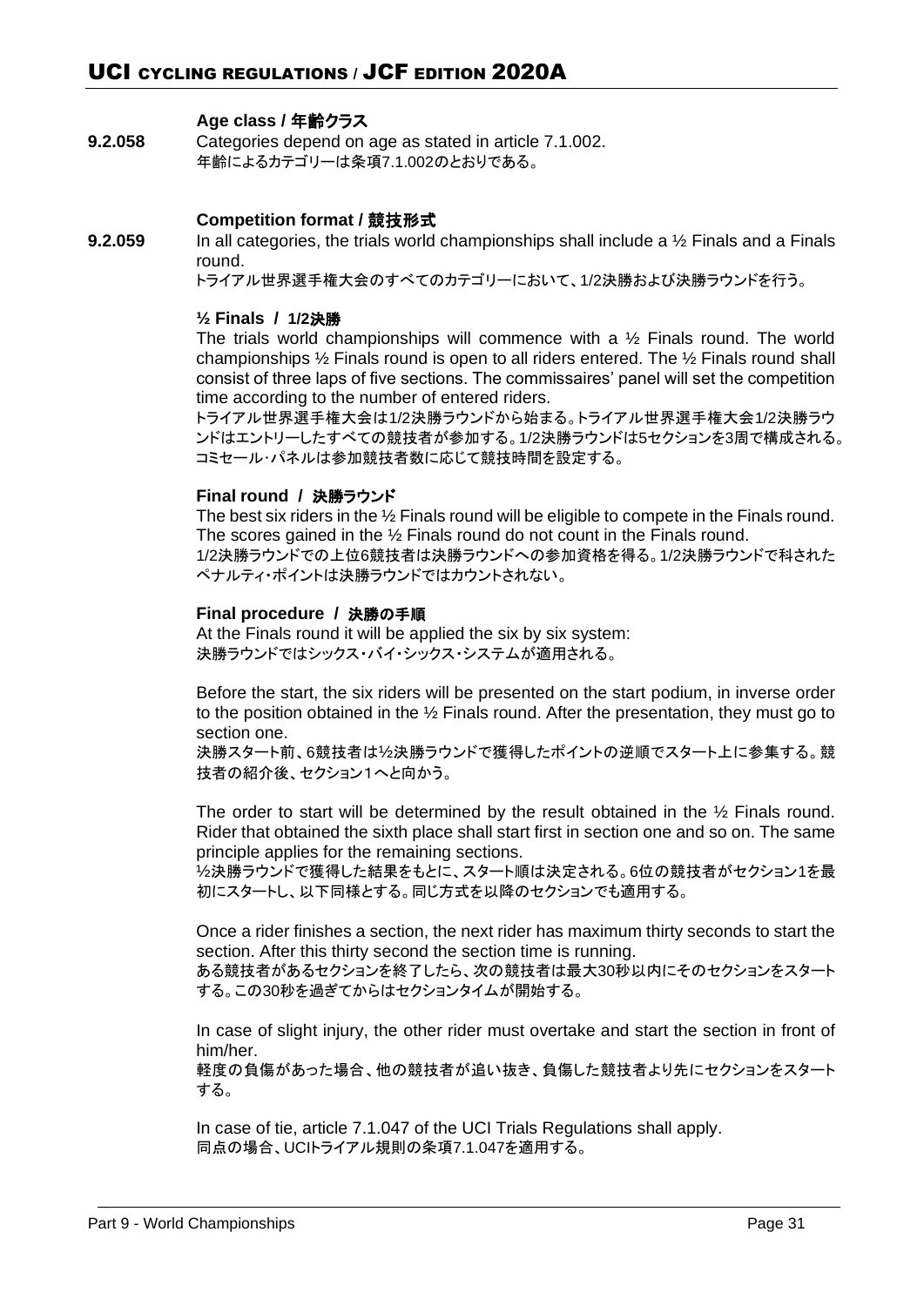**Age class / 年齢クラス**

**9.2.058** Categories depend on age as stated in article 7.1.002.
年齢によるカテゴリーは条項7.1.002のとおりである。

**Competition format / 競技形式**

**9.2.059** In all categories, the trials world championships shall include a ½ Finals and a Finals round.
トライアル世界選手権大会のすべてのカテゴリーにおいて、1/2決勝および決勝ラウンドを行う。

**½ Finals / 1/2決勝**

The trials world championships will commence with a ½ Finals round. The world championships ½ Finals round is open to all riders entered. The ½ Finals round shall consist of three laps of five sections. The commissaires' panel will set the competition time according to the number of entered riders.
トライアル世界選手権大会は1/2決勝ラウンドから始まる。トライアル世界選手権大会1/2決勝ラウンドはエントリーしたすべての競技者が参加する。1/2決勝ラウンドは5セクションを3周で構成される。コミセール・パネルは参加競技者数に応じて競技時間を設定する。

**Final round / 決勝ラウンド**

The best six riders in the ½ Finals round will be eligible to compete in the Finals round. The scores gained in the ½ Finals round do not count in the Finals round.
1/2決勝ラウンドでの上位6競技者は決勝ラウンドへの参加資格を得る。1/2決勝ラウンドで科されたペナルティ・ポイントは決勝ラウンドではカウントされない。

**Final procedure / 決勝の手順**

At the Finals round it will be applied the six by six system:
決勝ラウンドではシックス・バイ・シックス・システムが適用される。

Before the start, the six riders will be presented on the start podium, in inverse order to the position obtained in the ½ Finals round. After the presentation, they must go to section one.
決勝スタート前、6競技者は½決勝ラウンドで獲得したポイントの逆順でスタート上に参集する。競技者の紹介後、セクション1へと向かう。

The order to start will be determined by the result obtained in the ½ Finals round. Rider that obtained the sixth place shall start first in section one and so on. The same principle applies for the remaining sections.
½決勝ラウンドで獲得した結果をもとに、スタート順は決定される。6位の競技者がセクション1を最初にスタートし、以下同様とする。同じ方式を以降のセクションでも適用する。

Once a rider finishes a section, the next rider has maximum thirty seconds to start the section. After this thirty second the section time is running.
ある競技者があるセクションを終了したら、次の競技者は最大30秒以内にそのセクションをスタートする。この30秒を過ぎてからはセクションタイムが開始する。

In case of slight injury, the other rider must overtake and start the section in front of him/her.
軽度の負傷があった場合、他の競技者が追い抜き、負傷した競技者より先にセクションをスタートする。

In case of tie, article 7.1.047 of the UCI Trials Regulations shall apply.
同点の場合、UCIトライアル規則の条項7.1.047を適用する。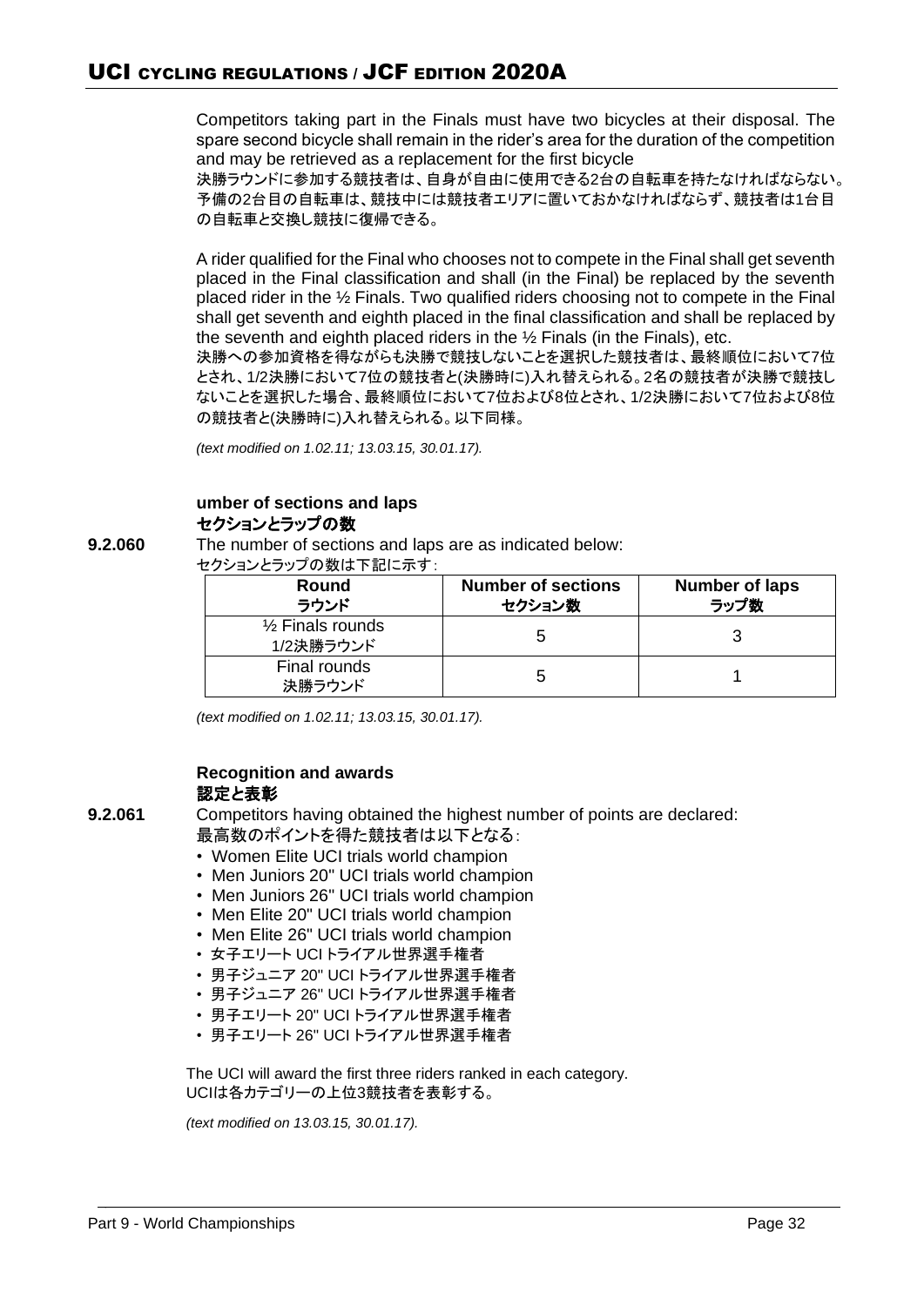Competitors taking part in the Finals must have two bicycles at their disposal. The spare second bicycle shall remain in the rider's area for the duration of the competition and may be retrieved as a replacement for the first bicycle

決勝ラウンドに参加する競技者は、自身が自由に使用できる2台の自転車を持たなければならない。予備の2台目の自転車は、競技中には競技者エリアに置いておかなければならず、競技者は1台目の自転車と交換し競技に復帰できる。

A rider qualified for the Final who chooses not to compete in the Final shall get seventh placed in the Final classification and shall (in the Final) be replaced by the seventh placed rider in the ½ Finals. Two qualified riders choosing not to compete in the Final shall get seventh and eighth placed in the final classification and shall be replaced by the seventh and eighth placed riders in the ½ Finals (in the Finals), etc.

決勝への参加資格を得ながらも決勝で競技しないことを選択した競技者は、最終順位において7位とされ、1/2決勝において7位の競技者と(決勝時に)入れ替えられる。2名の競技者が決勝で競技しないことを選択した場合、最終順位において7位および8位とされ、1/2決勝において7位および8位の競技者と(決勝時に)入れ替えられる。以下同様。

*(text modified on 1.02.11; 13.03.15, 30.01.17).*

**umber of sections and laps**
**セクションとラップの数**

**9.2.060** The number of sections and laps are as indicated below:
セクションとラップの数は下記に示す:

| Round<br>ラウンド | Number of sections<br>セクション数 | Number of laps<br>ラップ数 |
|---|---|---|
| ½ Finals rounds<br>1/2決勝ラウンド | 5 | 3 |
| Final rounds<br>決勝ラウンド | 5 | 1 |

*(text modified on 1.02.11; 13.03.15, 30.01.17).*

**Recognition and awards**
**認定と表彰**

**9.2.061** Competitors having obtained the highest number of points are declared:
最高数のポイントを得た競技者は以下となる:

- Women Elite UCI trials world champion
- Men Juniors 20" UCI trials world champion
- Men Juniors 26" UCI trials world champion
- Men Elite 20" UCI trials world champion
- Men Elite 26" UCI trials world champion
- 女子エリート UCI トライアル世界選手権者
- 男子ジュニア 20" UCI トライアル世界選手権者
- 男子ジュニア 26" UCI トライアル世界選手権者
- 男子エリート 20" UCI トライアル世界選手権者
- 男子エリート 26" UCI トライアル世界選手権者

The UCI will award the first three riders ranked in each category.
UCIは各カテゴリーの上位3競技者を表彰する。

*(text modified on 13.03.15, 30.01.17).*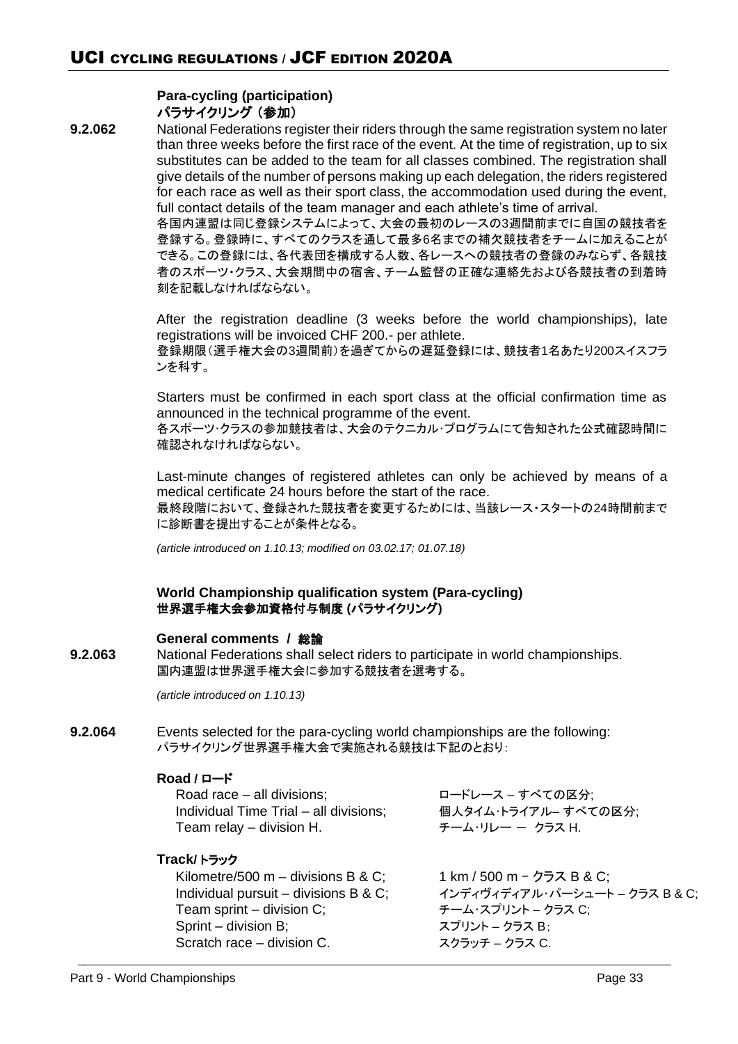### Para-cycling (participation)
### パラサイクリング（参加）

**9.2.062** National Federations register their riders through the same registration system no later than three weeks before the first race of the event. At the time of registration, up to six substitutes can be added to the team for all classes combined. The registration shall give details of the number of persons making up each delegation, the riders registered for each race as well as their sport class, the accommodation used during the event, full contact details of the team manager and each athlete's time of arrival.
各国内連盟は同じ登録システムによって、大会の最初のレースの3週間前までに自国の競技者を登録する。登録時に、すべてのクラスを通して最多6名までの補欠競技者をチームに加えることができる。この登録には、各代表団を構成する人数、各レースへの競技者の登録のみならず、各競技者のスポーツ・クラス、大会期間中の宿舎、チーム監督の正確な連絡先および各競技者の到着時刻を記載しなければならない。

After the registration deadline (3 weeks before the world championships), late registrations will be invoiced CHF 200.- per athlete.
登録期限（選手権大会の3週間前）を過ぎてからの遅延登録には、競技者1名あたり200スイスフランを科す。

Starters must be confirmed in each sport class at the official confirmation time as announced in the technical programme of the event.
各スポーツ・クラスの参加競技者は、大会のテクニカル・プログラムにて告知された公式確認時間に確認されなければならない。

Last-minute changes of registered athletes can only be achieved by means of a medical certificate 24 hours before the start of the race.
最終段階において、登録された競技者を変更するためには、当該レース・スタートの24時間前までに診断書を提出することが条件となる。

*(article introduced on 1.10.13; modified on 03.02.17; 01.07.18)*

### World Championship qualification system (Para-cycling)
### 世界選手権大会参加資格付与制度 (パラサイクリング)

#### General comments / 総論

**9.2.063** National Federations shall select riders to participate in world championships.
国内連盟は世界選手権大会に参加する競技者を選考する。

*(article introduced on 1.10.13)*

**9.2.064** Events selected for the para-cycling world championships are the following:
パラサイクリング世界選手権大会で実施される競技は下記のとおり：

**Road / ロード**

| | |
|---|---|
| Road race – all divisions; | ロードレース – すべての区分; |
| Individual Time Trial – all divisions; | 個人タイム・トライアル– すべての区分; |
| Team relay – division H. | チーム・リレー ー クラス H. |

**Track/ トラック**

| | |
|---|---|
| Kilometre/500 m – divisions B & C; | 1 km / 500 m – クラス B & C; |
| Individual pursuit – divisions B & C; | インディヴィディアル・パーシュート – クラス B & C; |
| Team sprint – division C; | チーム・スプリント – クラス C; |
| Sprint – division B; | スプリント – クラス B; |
| Scratch race – division C. | スクラッチ – クラス C. |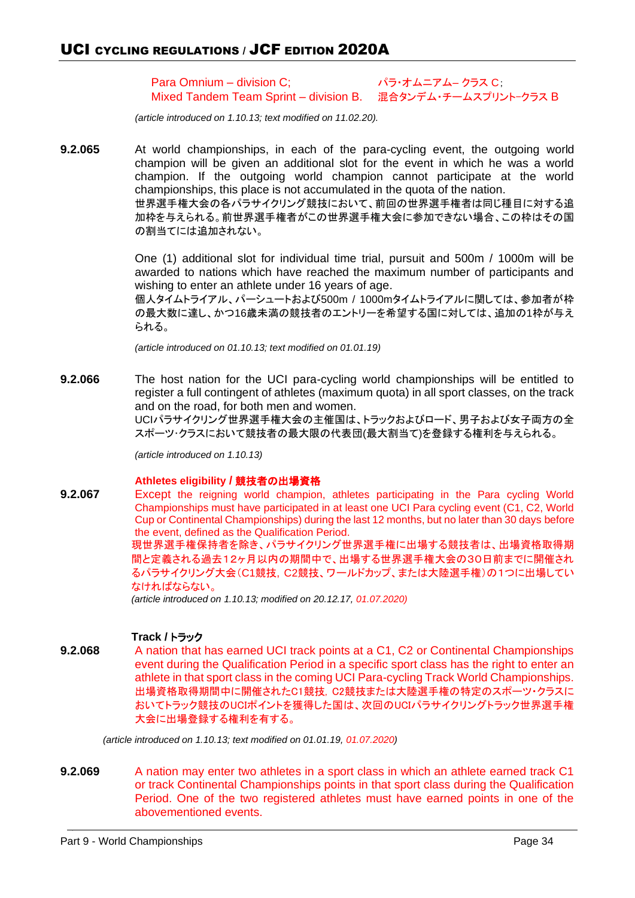Para Omnium – division C; パラ・オムニアム– クラス C;
Mixed Tandem Team Sprint – division B. 混合タンデム・チームスプリント–クラス B

*(article introduced on 1.10.13; text modified on 11.02.20).*

**9.2.065** At world championships, in each of the para-cycling event, the outgoing world champion will be given an additional slot for the event in which he was a world champion. If the outgoing world champion cannot participate at the world championships, this place is not accumulated in the quota of the nation.
世界選手権大会の各パラサイクリング競技において、前回の世界選手権者は同じ種目に対する追加枠を与えられる。前世界選手権者がこの世界選手権大会に参加できない場合、この枠はその国の割当てには追加されない。

One (1) additional slot for individual time trial, pursuit and 500m / 1000m will be awarded to nations which have reached the maximum number of participants and wishing to enter an athlete under 16 years of age.
個人タイムトライアル、パーシュートおよび500m / 1000mタイムトライアルに関しては、参加者が枠の最大数に達し、かつ16歳未満の競技者のエントリーを希望する国に対しては、追加の1枠が与えられる。

*(article introduced on 01.10.13; text modified on 01.01.19)*

**9.2.066** The host nation for the UCI para-cycling world championships will be entitled to register a full contingent of athletes (maximum quota) in all sport classes, on the track and on the road, for both men and women.
UCIパラサイクリング世界選手権大会の主催国は、トラックおよびロード、男子および女子両方の全スポーツ･クラスにおいて競技者の最大限の代表団(最大割当て)を登録する権利を与えられる。

*(article introduced on 1.10.13)*

**Athletes eligibility / 競技者の出場資格**

**9.2.067** Except the reigning world champion, athletes participating in the Para cycling World Championships must have participated in at least one UCI Para cycling event (C1, C2, World Cup or Continental Championships) during the last 12 months, but no later than 30 days before the event, defined as the Qualification Period.
現世界選手権保持者を除き、パラサイクリング世界選手権に出場する競技者は、出場資格取得期間と定義される過去12ヶ月以内の期間中で、出場する世界選手権大会の30日前までに開催されるパラサイクリング大会（C1競技，C2競技、ワールドカップ、または大陸選手権）の1つに出場していなければならない。
*(article introduced on 1.10.13; modified on 20.12.17, 01.07.2020)*

**Track / トラック**

**9.2.068** A nation that has earned UCI track points at a C1, C2 or Continental Championships event during the Qualification Period in a specific sport class has the right to enter an athlete in that sport class in the coming UCI Para-cycling Track World Championships.
出場資格取得期間中に開催されたC1競技，C2競技または大陸選手権の特定のスポーツ・クラスにおいてトラック競技のUCIポイントを獲得した国は、次回のUCIパラサイクリングトラック世界選手権大会に出場登録する権利を有する。

*(article introduced on 1.10.13; text modified on 01.01.19, 01.07.2020)*

**9.2.069** A nation may enter two athletes in a sport class in which an athlete earned track C1 or track Continental Championships points in that sport class during the Qualification Period. One of the two registered athletes must have earned points in one of the abovementioned events.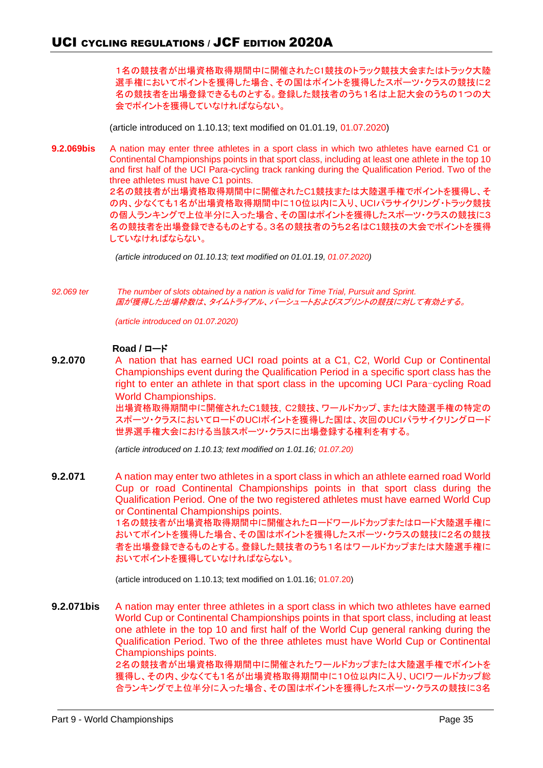1名の競技者が出場資格取得期間中に開催されたC1競技のトラック競技大会またはトラック大陸選手権においてポイントを獲得した場合、その国はポイントを獲得したスポーツ・クラスの競技に2名の競技者を出場登録できるものとする。登録した競技者のうち1名は上記大会のうちの1つの大会でポイントを獲得していなければならない。

(article introduced on 1.10.13; text modified on 01.01.19, 01.07.2020)

**9.2.069bis** A nation may enter three athletes in a sport class in which two athletes have earned C1 or Continental Championships points in that sport class, including at least one athlete in the top 10 and first half of the UCI Para-cycling track ranking during the Qualification Period. Two of the three athletes must have C1 points.
2名の競技者が出場資格取得期間中に開催されたC1競技または大陸選手権でポイントを獲得し、その内、少なくても1名が出場資格取得期間中に10位以内に入り、UCIパラサイクリング・トラック競技の個人ランキングで上位半分に入った場合、その国はポイントを獲得したスポーツ・クラスの競技に3名の競技者を出場登録できるものとする。3名の競技者のうち2名はC1競技の大会でポイントを獲得していなければならない。

*(article introduced on 01.10.13; text modified on 01.01.19, 01.07.2020)*

*92.069 ter* *The number of slots obtained by a nation is valid for Time Trial, Pursuit and Sprint.*
*国が獲得した出場枠数は、タイムトライアル、パーシュートおよびスプリントの競技に対して有効とする。*

*(article introduced on 01.07.2020)*

**Road / ロード**

**9.2.070** A nation that has earned UCI road points at a C1, C2, World Cup or Continental Championships event during the Qualification Period in a specific sport class has the right to enter an athlete in that sport class in the upcoming UCI Para‑cycling Road World Championships.
出場資格取得期間中に開催されたC1競技, C2競技、ワールドカップ、または大陸選手権の特定のスポーツ・クラスにおいてロードのUCIポイントを獲得した国は、次回のUCIパラサイクリングロード世界選手権大会における当該スポーツ・クラスに出場登録する権利を有する。

*(article introduced on 1.10.13; text modified on 1.01.16; 01.07.20)*

**9.2.071** A nation may enter two athletes in a sport class in which an athlete earned road World Cup or road Continental Championships points in that sport class during the Qualification Period. One of the two registered athletes must have earned World Cup or Continental Championships points.
1名の競技者が出場資格取得期間中に開催されたロードワールドカップまたはロード大陸選手権においてポイントを獲得した場合、その国はポイントを獲得したスポーツ・クラスの競技に2名の競技者を出場登録できるものとする。登録した競技者のうち1名はワールドカップまたは大陸選手権においてポイントを獲得していなければならない。

(article introduced on 1.10.13; text modified on 1.01.16; 01.07.20)

**9.2.071bis** A nation may enter three athletes in a sport class in which two athletes have earned World Cup or Continental Championships points in that sport class, including at least one athlete in the top 10 and first half of the World Cup general ranking during the Qualification Period. Two of the three athletes must have World Cup or Continental Championships points.
2名の競技者が出場資格取得期間中に開催されたワールドカップまたは大陸選手権でポイントを獲得し、その内、少なくても1名が出場資格取得期間中に10位以内に入り、UCIワールドカップ総合ランキングで上位半分に入った場合、その国はポイントを獲得したスポーツ・クラスの競技に3名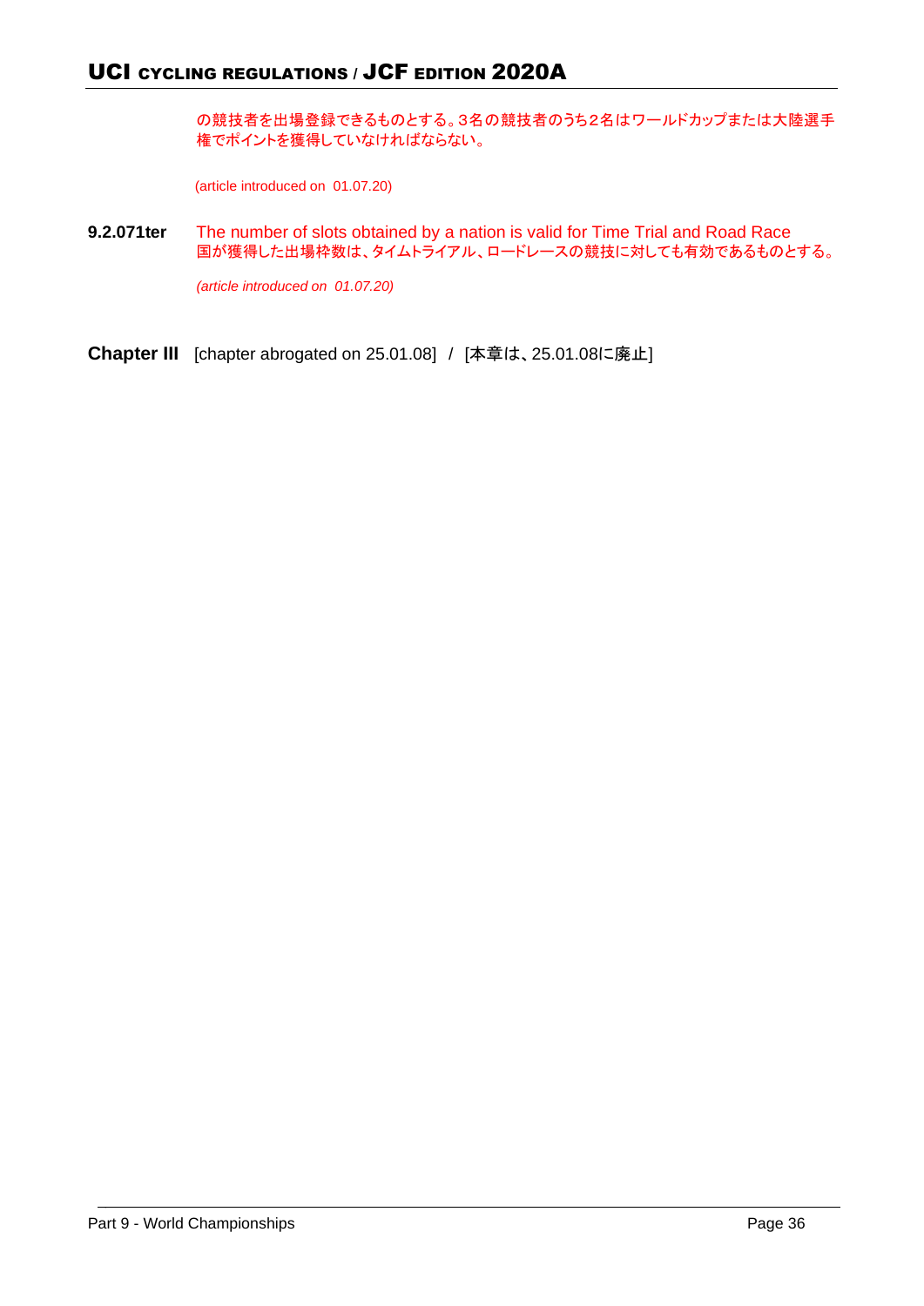の競技者を出場登録できるものとする。3名の競技者のうち2名はワールドカップまたは大陸選手権でポイントを獲得していなければならない。

(article introduced on 01.07.20)

**9.2.071ter** The number of slots obtained by a nation is valid for Time Trial and Road Race
国が獲得した出場枠数は、タイムトライアル、ロードレースの競技に対しても有効であるものとする。

*(article introduced on 01.07.20)*

**Chapter III** [chapter abrogated on 25.01.08] / [本章は、25.01.08に廃止]